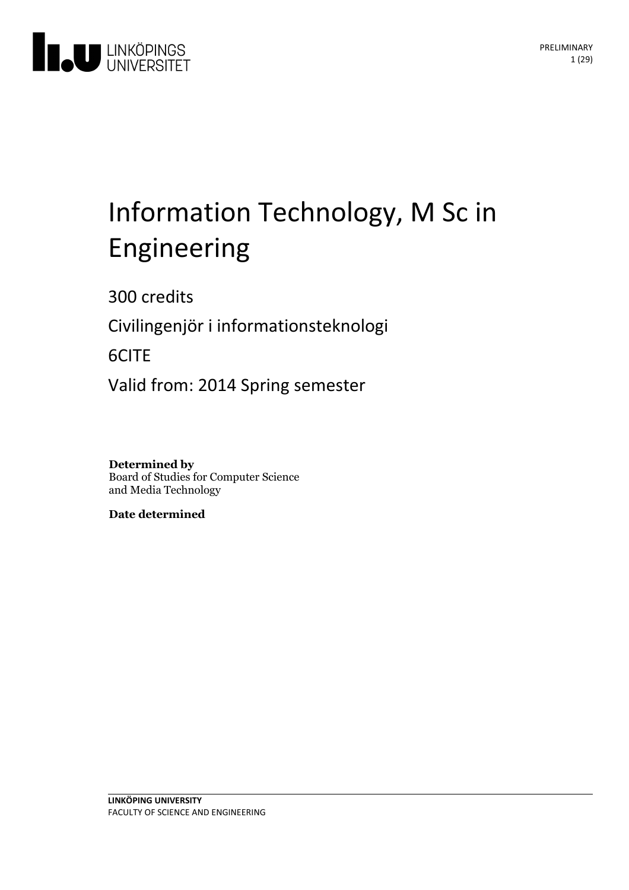# Information Technology, M Sc in Engineering

300 credits

Civilingenjör i informationsteknologi

6CITE

Valid from: 2014 Spring semester

**Determined by**
Board of Studies for Computer Science and Media Technology

**Date determined**

**LINKÖPING UNIVERSITY**
FACULTY OF SCIENCE AND ENGINEERING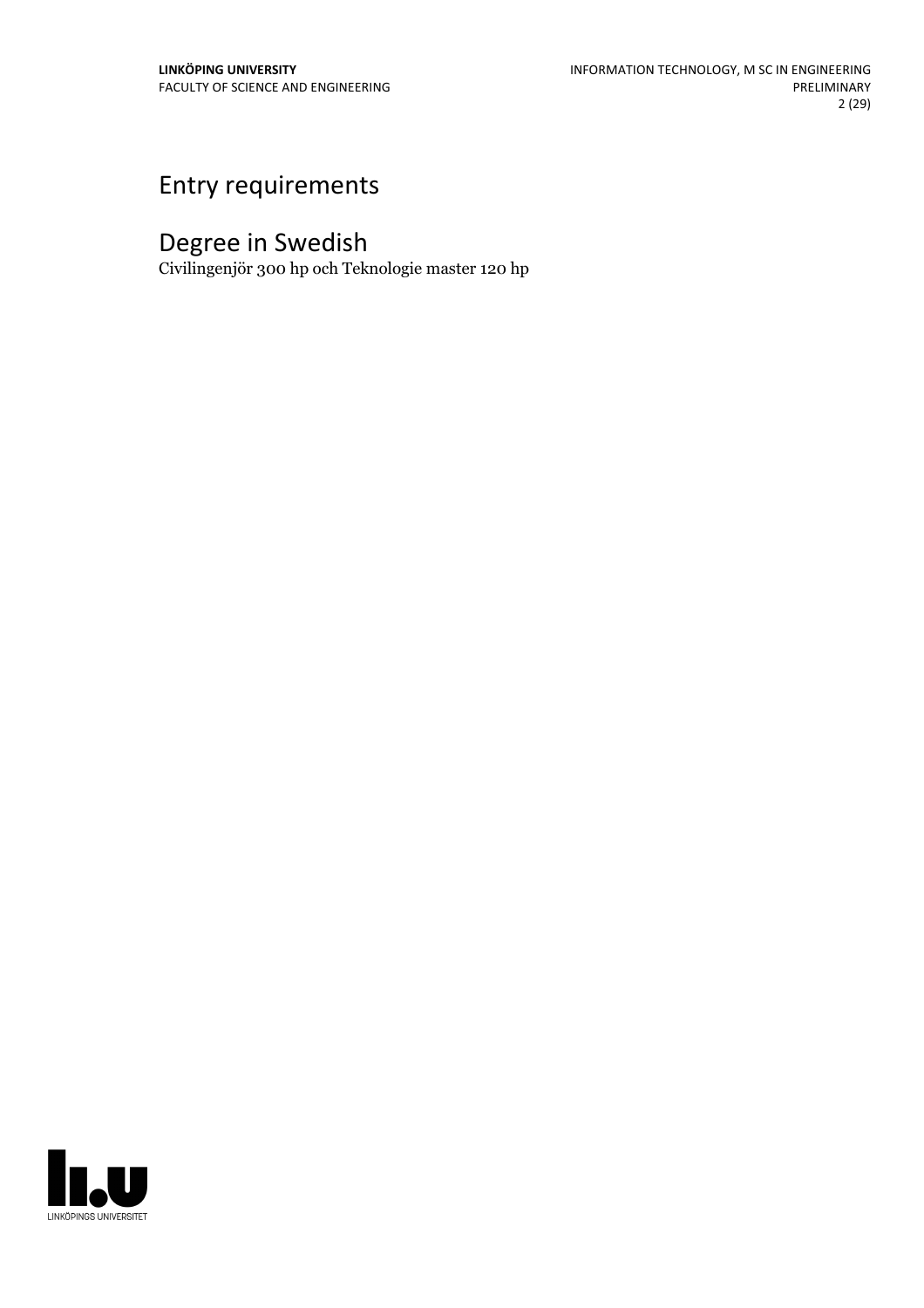# Entry requirements

# Degree in Swedish

Civilingenjör 300 hp och Teknologie master 120 hp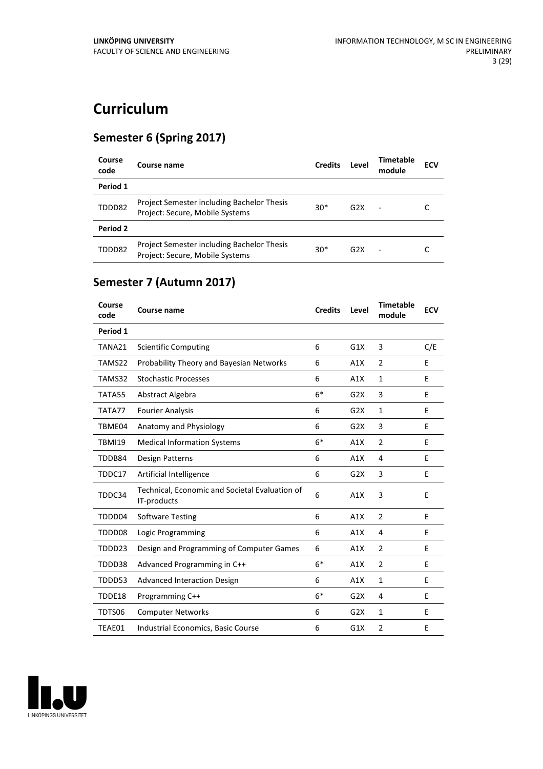# Curriculum

## Semester 6 (Spring 2017)

| Course code | Course name | Credits | Level | Timetable module | ECV |
|---|---|---|---|---|---|
| **Period 1** | | | | | |
| TDDD82 | Project Semester including Bachelor Thesis Project: Secure, Mobile Systems | 30* | G2X | - | C |
| **Period 2** | | | | | |
| TDDD82 | Project Semester including Bachelor Thesis Project: Secure, Mobile Systems | 30* | G2X | - | C |

## Semester 7 (Autumn 2017)

| Course code | Course name | Credits | Level | Timetable module | ECV |
|---|---|---|---|---|---|
| **Period 1** | | | | | |
| TANA21 | Scientific Computing | 6 | G1X | 3 | C/E |
| TAMS22 | Probability Theory and Bayesian Networks | 6 | A1X | 2 | E |
| TAMS32 | Stochastic Processes | 6 | A1X | 1 | E |
| TATA55 | Abstract Algebra | 6* | G2X | 3 | E |
| TATA77 | Fourier Analysis | 6 | G2X | 1 | E |
| TBME04 | Anatomy and Physiology | 6 | G2X | 3 | E |
| TBMI19 | Medical Information Systems | 6* | A1X | 2 | E |
| TDDB84 | Design Patterns | 6 | A1X | 4 | E |
| TDDC17 | Artificial Intelligence | 6 | G2X | 3 | E |
| TDDC34 | Technical, Economic and Societal Evaluation of IT-products | 6 | A1X | 3 | E |
| TDDD04 | Software Testing | 6 | A1X | 2 | E |
| TDDD08 | Logic Programming | 6 | A1X | 4 | E |
| TDDD23 | Design and Programming of Computer Games | 6 | A1X | 2 | E |
| TDDD38 | Advanced Programming in C++ | 6* | A1X | 2 | E |
| TDDD53 | Advanced Interaction Design | 6 | A1X | 1 | E |
| TDDE18 | Programming C++ | 6* | G2X | 4 | E |
| TDTS06 | Computer Networks | 6 | G2X | 1 | E |
| TEAE01 | Industrial Economics, Basic Course | 6 | G1X | 2 | E |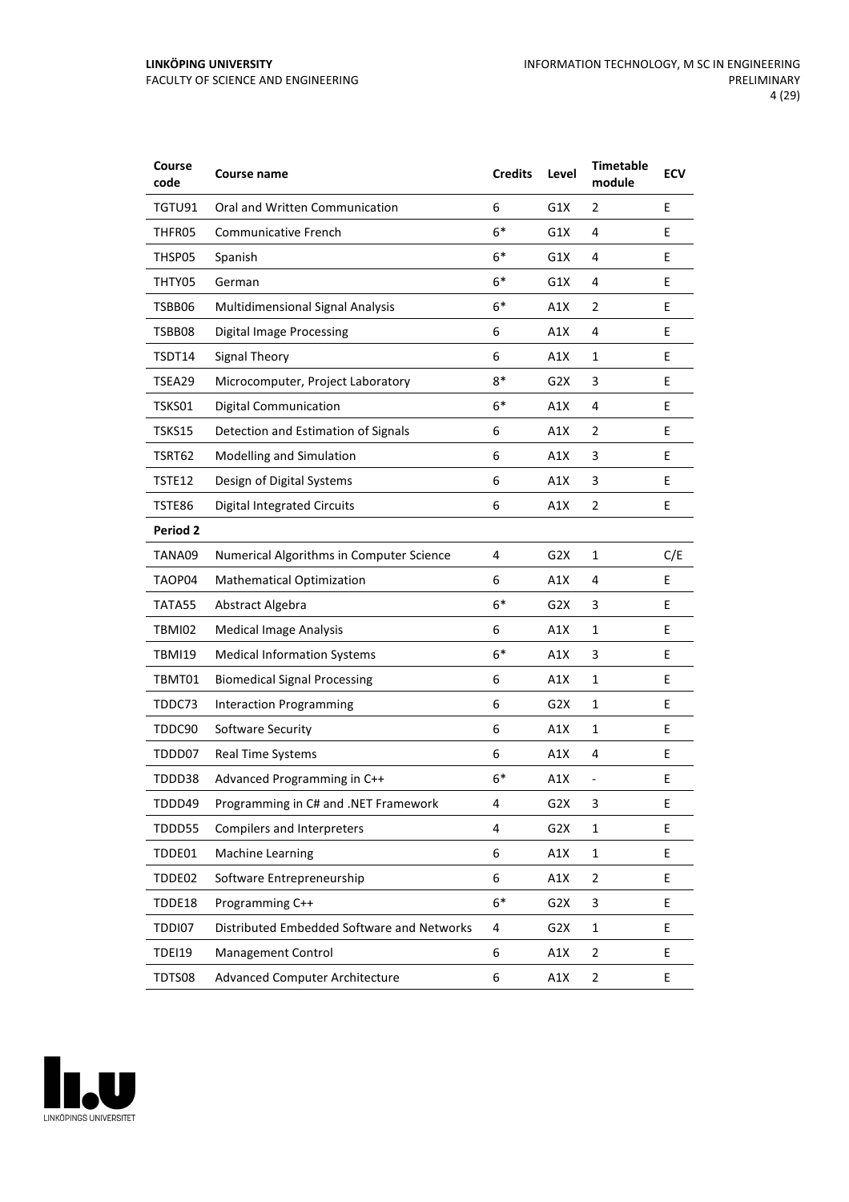| Course code | Course name | Credits | Level | Timetable module | ECV |
|---|---|---|---|---|---|
| TGTU91 | Oral and Written Communication | 6 | G1X | 2 | E |
| THFR05 | Communicative French | 6* | G1X | 4 | E |
| THSP05 | Spanish | 6* | G1X | 4 | E |
| THTY05 | German | 6* | G1X | 4 | E |
| TSBB06 | Multidimensional Signal Analysis | 6* | A1X | 2 | E |
| TSBB08 | Digital Image Processing | 6 | A1X | 4 | E |
| TSDT14 | Signal Theory | 6 | A1X | 1 | E |
| TSEA29 | Microcomputer, Project Laboratory | 8* | G2X | 3 | E |
| TSKS01 | Digital Communication | 6* | A1X | 4 | E |
| TSKS15 | Detection and Estimation of Signals | 6 | A1X | 2 | E |
| TSRT62 | Modelling and Simulation | 6 | A1X | 3 | E |
| TSTE12 | Design of Digital Systems | 6 | A1X | 3 | E |
| TSTE86 | Digital Integrated Circuits | 6 | A1X | 2 | E |
| **Period 2** | | | | | |
| TANA09 | Numerical Algorithms in Computer Science | 4 | G2X | 1 | C/E |
| TAOP04 | Mathematical Optimization | 6 | A1X | 4 | E |
| TATA55 | Abstract Algebra | 6* | G2X | 3 | E |
| TBMI02 | Medical Image Analysis | 6 | A1X | 1 | E |
| TBMI19 | Medical Information Systems | 6* | A1X | 3 | E |
| TBMT01 | Biomedical Signal Processing | 6 | A1X | 1 | E |
| TDDC73 | Interaction Programming | 6 | G2X | 1 | E |
| TDDC90 | Software Security | 6 | A1X | 1 | E |
| TDDD07 | Real Time Systems | 6 | A1X | 4 | E |
| TDDD38 | Advanced Programming in C++ | 6* | A1X | - | E |
| TDDD49 | Programming in C# and .NET Framework | 4 | G2X | 3 | E |
| TDDD55 | Compilers and Interpreters | 4 | G2X | 1 | E |
| TDDE01 | Machine Learning | 6 | A1X | 1 | E |
| TDDE02 | Software Entrepreneurship | 6 | A1X | 2 | E |
| TDDE18 | Programming C++ | 6* | G2X | 3 | E |
| TDDI07 | Distributed Embedded Software and Networks | 4 | G2X | 1 | E |
| TDEI19 | Management Control | 6 | A1X | 2 | E |
| TDTS08 | Advanced Computer Architecture | 6 | A1X | 2 | E |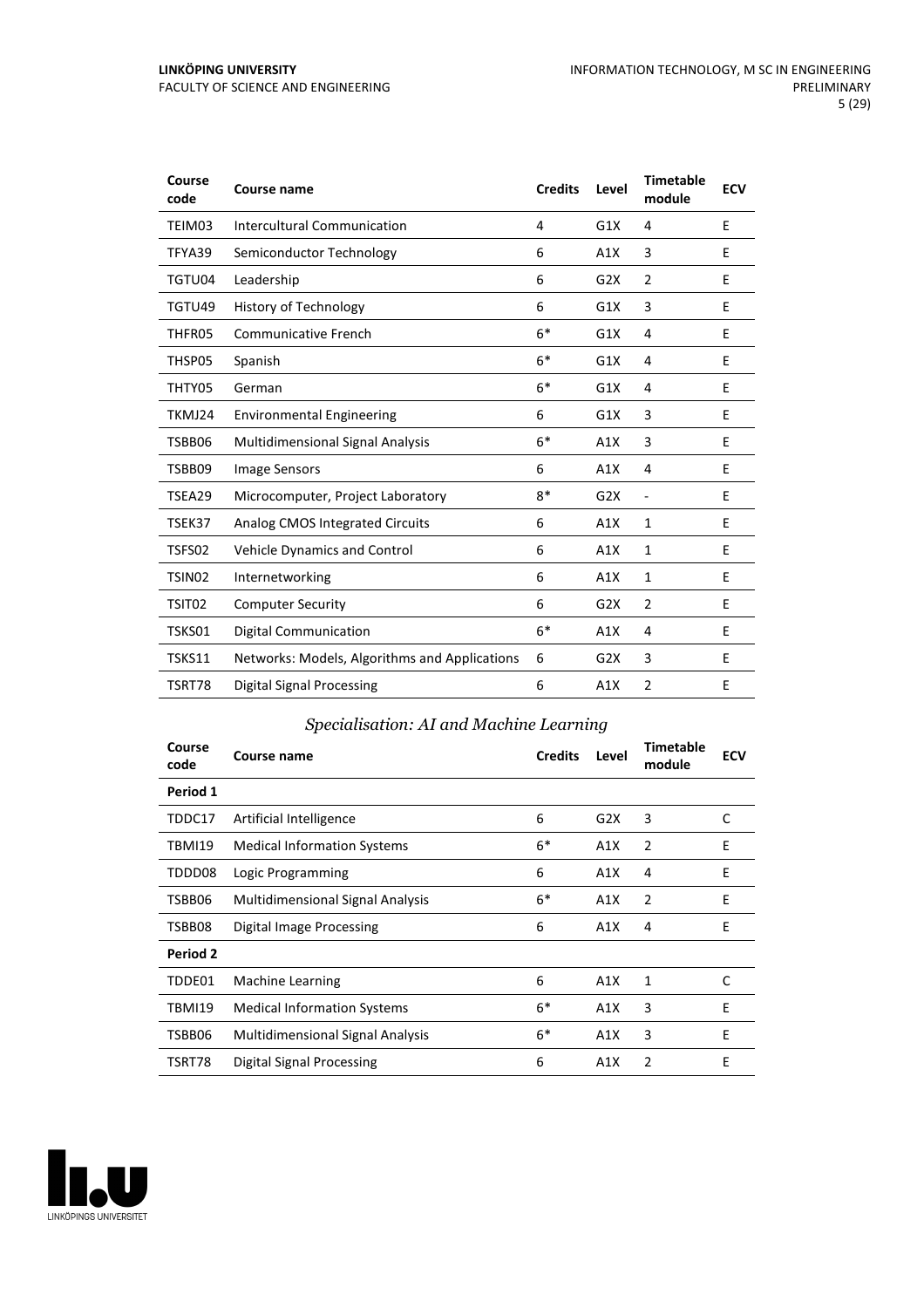| Course code | Course name | Credits | Level | Timetable module | ECV |
|---|---|---|---|---|---|
| TEIM03 | Intercultural Communication | 4 | G1X | 4 | E |
| TFYA39 | Semiconductor Technology | 6 | A1X | 3 | E |
| TGTU04 | Leadership | 6 | G2X | 2 | E |
| TGTU49 | History of Technology | 6 | G1X | 3 | E |
| THFR05 | Communicative French | 6* | G1X | 4 | E |
| THSP05 | Spanish | 6* | G1X | 4 | E |
| THTY05 | German | 6* | G1X | 4 | E |
| TKMJ24 | Environmental Engineering | 6 | G1X | 3 | E |
| TSBB06 | Multidimensional Signal Analysis | 6* | A1X | 3 | E |
| TSBB09 | Image Sensors | 6 | A1X | 4 | E |
| TSEA29 | Microcomputer, Project Laboratory | 8* | G2X | - | E |
| TSEK37 | Analog CMOS Integrated Circuits | 6 | A1X | 1 | E |
| TSFS02 | Vehicle Dynamics and Control | 6 | A1X | 1 | E |
| TSIN02 | Internetworking | 6 | A1X | 1 | E |
| TSIT02 | Computer Security | 6 | G2X | 2 | E |
| TSKS01 | Digital Communication | 6* | A1X | 4 | E |
| TSKS11 | Networks: Models, Algorithms and Applications | 6 | G2X | 3 | E |
| TSRT78 | Digital Signal Processing | 6 | A1X | 2 | E |

### *Specialisation: AI and Machine Learning*

| Course code | Course name | Credits | Level | Timetable module | ECV |
|---|---|---|---|---|---|
| **Period 1** | | | | | |
| TDDC17 | Artificial Intelligence | 6 | G2X | 3 | C |
| TBMI19 | Medical Information Systems | 6* | A1X | 2 | E |
| TDDD08 | Logic Programming | 6 | A1X | 4 | E |
| TSBB06 | Multidimensional Signal Analysis | 6* | A1X | 2 | E |
| TSBB08 | Digital Image Processing | 6 | A1X | 4 | E |
| **Period 2** | | | | | |
| TDDE01 | Machine Learning | 6 | A1X | 1 | C |
| TBMI19 | Medical Information Systems | 6* | A1X | 3 | E |
| TSBB06 | Multidimensional Signal Analysis | 6* | A1X | 3 | E |
| TSRT78 | Digital Signal Processing | 6 | A1X | 2 | E |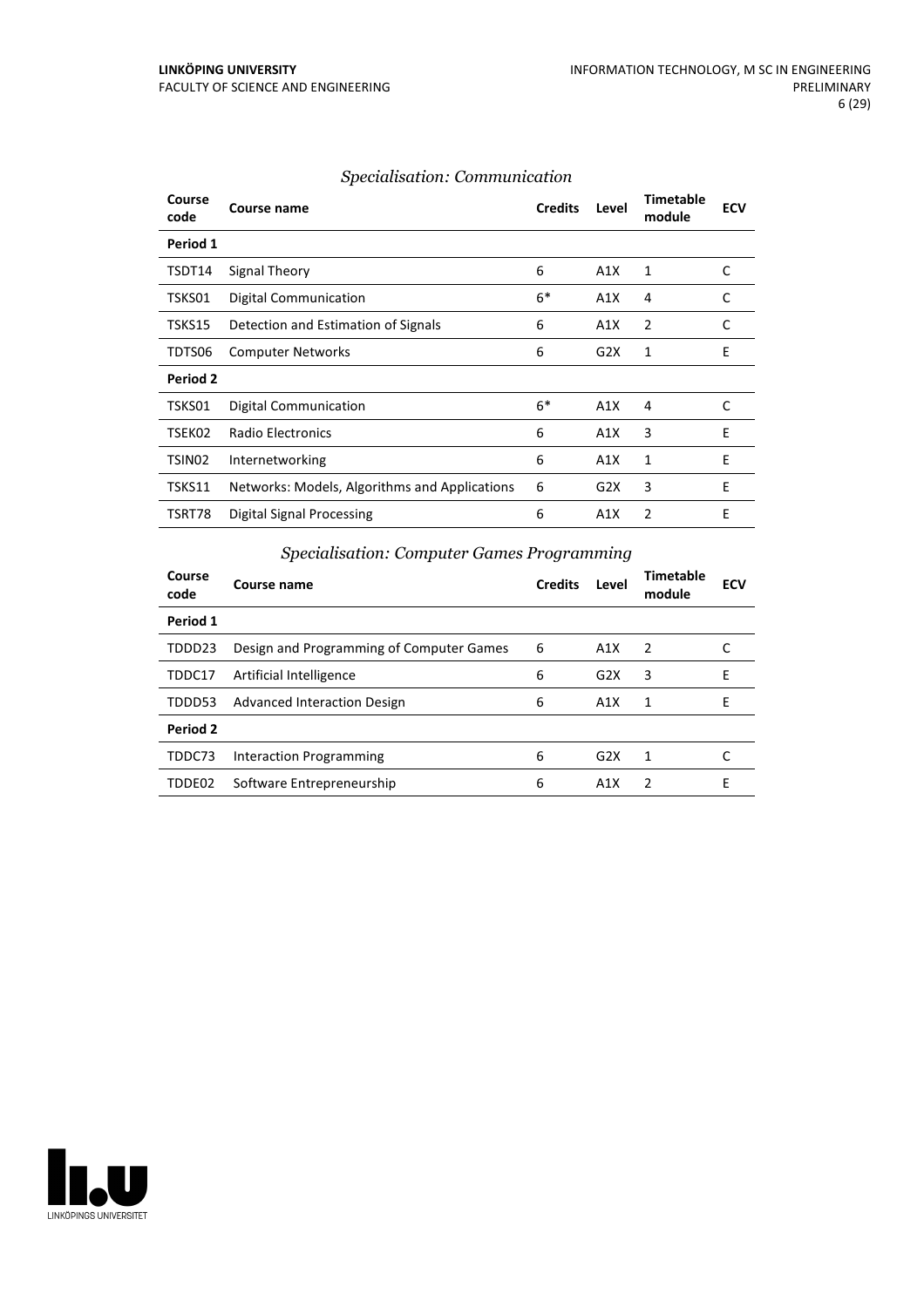### *Specialisation: Communication*

| Course code | Course name | Credits | Level | Timetable module | ECV |
|---|---|---|---|---|---|
| **Period 1** | | | | | |
| TSDT14 | Signal Theory | 6 | A1X | 1 | C |
| TSKS01 | Digital Communication | 6* | A1X | 4 | C |
| TSKS15 | Detection and Estimation of Signals | 6 | A1X | 2 | C |
| TDTS06 | Computer Networks | 6 | G2X | 1 | E |
| **Period 2** | | | | | |
| TSKS01 | Digital Communication | 6* | A1X | 4 | C |
| TSEK02 | Radio Electronics | 6 | A1X | 3 | E |
| TSIN02 | Internetworking | 6 | A1X | 1 | E |
| TSKS11 | Networks: Models, Algorithms and Applications | 6 | G2X | 3 | E |
| TSRT78 | Digital Signal Processing | 6 | A1X | 2 | E |

### *Specialisation: Computer Games Programming*

| Course code | Course name | Credits | Level | Timetable module | ECV |
|---|---|---|---|---|---|
| **Period 1** | | | | | |
| TDDD23 | Design and Programming of Computer Games | 6 | A1X | 2 | C |
| TDDC17 | Artificial Intelligence | 6 | G2X | 3 | E |
| TDDD53 | Advanced Interaction Design | 6 | A1X | 1 | E |
| **Period 2** | | | | | |
| TDDC73 | Interaction Programming | 6 | G2X | 1 | C |
| TDDE02 | Software Entrepreneurship | 6 | A1X | 2 | E |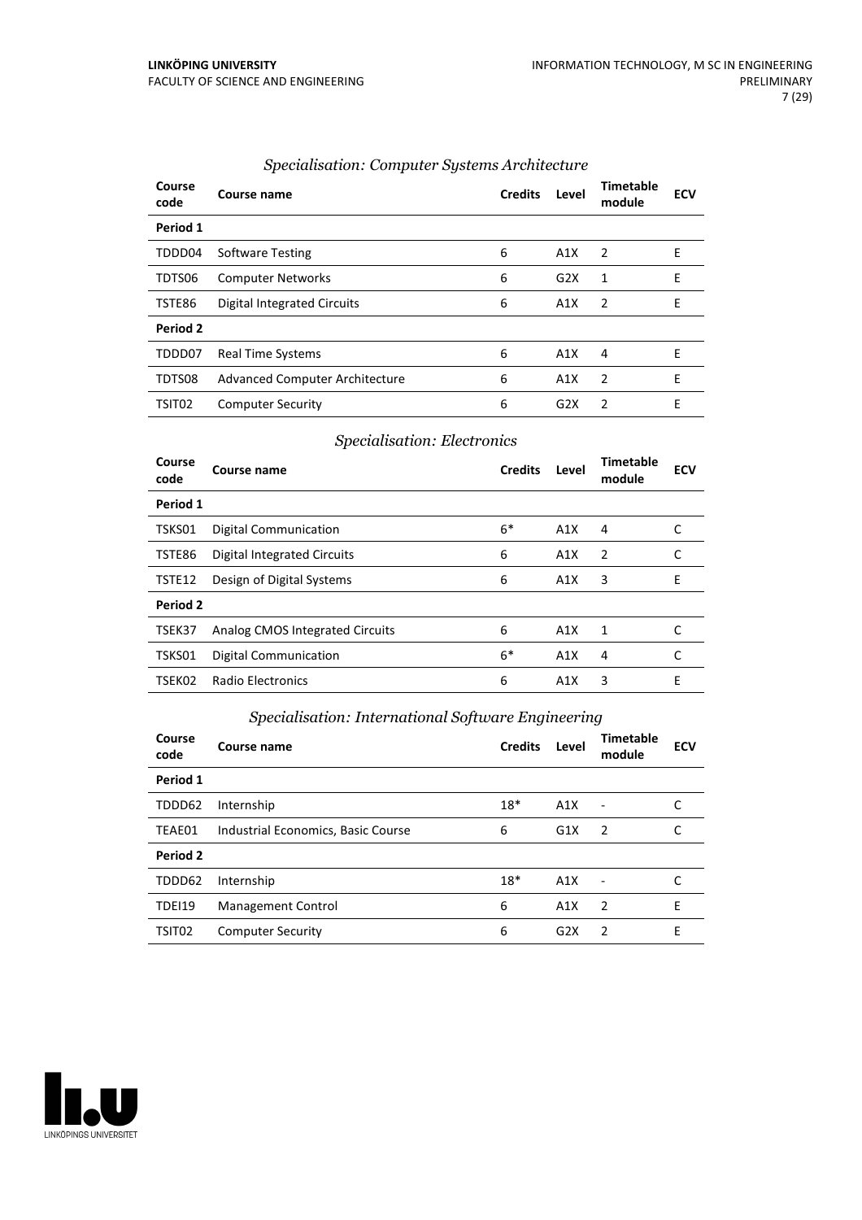### *Specialisation: Computer Systems Architecture*

| Course code | Course name | Credits | Level | Timetable module | ECV |
|---|---|---|---|---|---|
| **Period 1** | | | | | |
| TDDD04 | Software Testing | 6 | A1X | 2 | E |
| TDTS06 | Computer Networks | 6 | G2X | 1 | E |
| TSTE86 | Digital Integrated Circuits | 6 | A1X | 2 | E |
| **Period 2** | | | | | |
| TDDD07 | Real Time Systems | 6 | A1X | 4 | E |
| TDTS08 | Advanced Computer Architecture | 6 | A1X | 2 | E |
| TSIT02 | Computer Security | 6 | G2X | 2 | E |

### *Specialisation: Electronics*

| Course code | Course name | Credits | Level | Timetable module | ECV |
|---|---|---|---|---|---|
| **Period 1** | | | | | |
| TSKS01 | Digital Communication | 6* | A1X | 4 | C |
| TSTE86 | Digital Integrated Circuits | 6 | A1X | 2 | C |
| TSTE12 | Design of Digital Systems | 6 | A1X | 3 | E |
| **Period 2** | | | | | |
| TSEK37 | Analog CMOS Integrated Circuits | 6 | A1X | 1 | C |
| TSKS01 | Digital Communication | 6* | A1X | 4 | C |
| TSEK02 | Radio Electronics | 6 | A1X | 3 | E |

### *Specialisation: International Software Engineering*

| Course code | Course name | Credits | Level | Timetable module | ECV |
|---|---|---|---|---|---|
| **Period 1** | | | | | |
| TDDD62 | Internship | 18* | A1X | - | C |
| TEAE01 | Industrial Economics, Basic Course | 6 | G1X | 2 | C |
| **Period 2** | | | | | |
| TDDD62 | Internship | 18* | A1X | - | C |
| TDEI19 | Management Control | 6 | A1X | 2 | E |
| TSIT02 | Computer Security | 6 | G2X | 2 | E |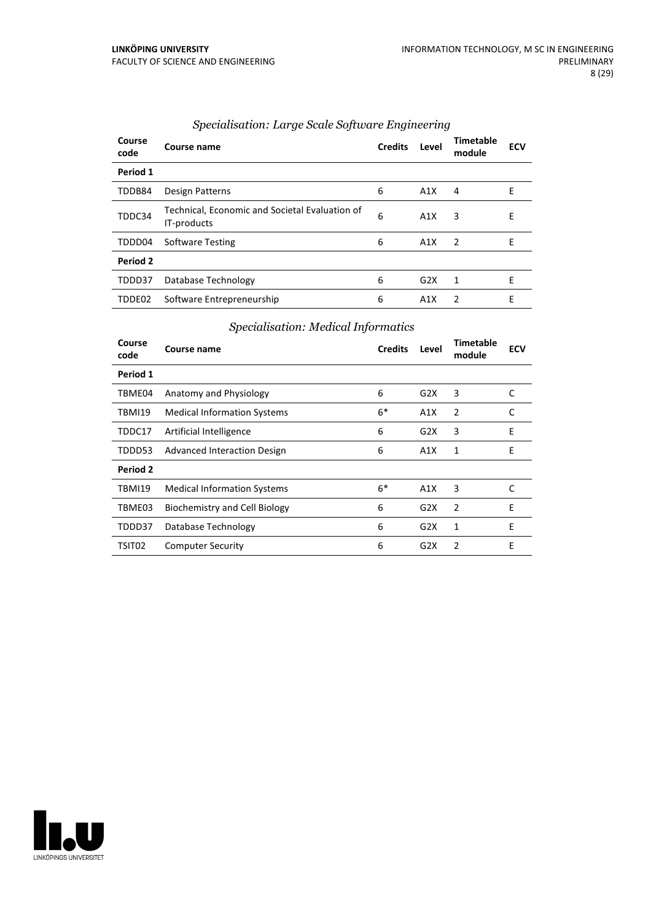*Specialisation: Large Scale Software Engineering*

| Course code | Course name | Credits | Level | Timetable module | ECV |
|---|---|---|---|---|---|
| **Period 1** | | | | | |
| TDDB84 | Design Patterns | 6 | A1X | 4 | E |
| TDDC34 | Technical, Economic and Societal Evaluation of IT-products | 6 | A1X | 3 | E |
| TDDD04 | Software Testing | 6 | A1X | 2 | E |
| **Period 2** | | | | | |
| TDDD37 | Database Technology | 6 | G2X | 1 | E |
| TDDE02 | Software Entrepreneurship | 6 | A1X | 2 | E |

*Specialisation: Medical Informatics*

| Course code | Course name | Credits | Level | Timetable module | ECV |
|---|---|---|---|---|---|
| **Period 1** | | | | | |
| TBME04 | Anatomy and Physiology | 6 | G2X | 3 | C |
| TBMI19 | Medical Information Systems | 6* | A1X | 2 | C |
| TDDC17 | Artificial Intelligence | 6 | G2X | 3 | E |
| TDDD53 | Advanced Interaction Design | 6 | A1X | 1 | E |
| **Period 2** | | | | | |
| TBMI19 | Medical Information Systems | 6* | A1X | 3 | C |
| TBME03 | Biochemistry and Cell Biology | 6 | G2X | 2 | E |
| TDDD37 | Database Technology | 6 | G2X | 1 | E |
| TSIT02 | Computer Security | 6 | G2X | 2 | E |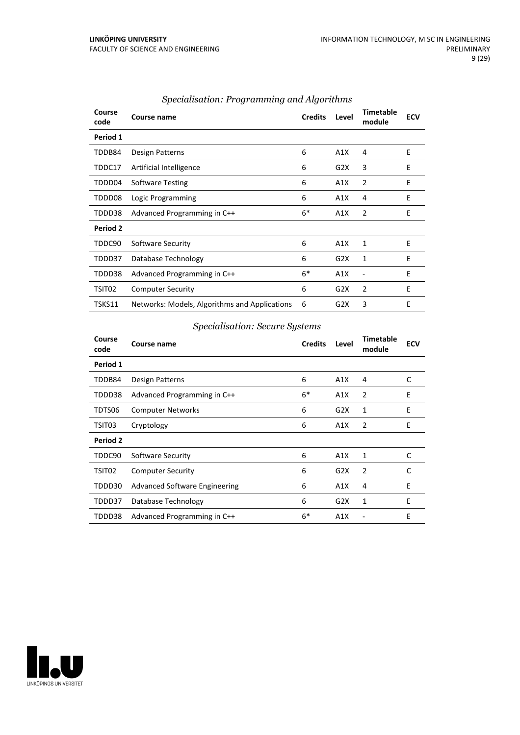*Specialisation: Programming and Algorithms*

| Course code | Course name | Credits | Level | Timetable module | ECV |
|---|---|---|---|---|---|
| **Period 1** | | | | | |
| TDDB84 | Design Patterns | 6 | A1X | 4 | E |
| TDDC17 | Artificial Intelligence | 6 | G2X | 3 | E |
| TDDD04 | Software Testing | 6 | A1X | 2 | E |
| TDDD08 | Logic Programming | 6 | A1X | 4 | E |
| TDDD38 | Advanced Programming in C++ | 6* | A1X | 2 | E |
| **Period 2** | | | | | |
| TDDC90 | Software Security | 6 | A1X | 1 | E |
| TDDD37 | Database Technology | 6 | G2X | 1 | E |
| TDDD38 | Advanced Programming in C++ | 6* | A1X | - | E |
| TSIT02 | Computer Security | 6 | G2X | 2 | E |
| TSKS11 | Networks: Models, Algorithms and Applications | 6 | G2X | 3 | E |

*Specialisation: Secure Systems*

| Course code | Course name | Credits | Level | Timetable module | ECV |
|---|---|---|---|---|---|
| **Period 1** | | | | | |
| TDDB84 | Design Patterns | 6 | A1X | 4 | C |
| TDDD38 | Advanced Programming in C++ | 6* | A1X | 2 | E |
| TDTS06 | Computer Networks | 6 | G2X | 1 | E |
| TSIT03 | Cryptology | 6 | A1X | 2 | E |
| **Period 2** | | | | | |
| TDDC90 | Software Security | 6 | A1X | 1 | C |
| TSIT02 | Computer Security | 6 | G2X | 2 | C |
| TDDD30 | Advanced Software Engineering | 6 | A1X | 4 | E |
| TDDD37 | Database Technology | 6 | G2X | 1 | E |
| TDDD38 | Advanced Programming in C++ | 6* | A1X | - | E |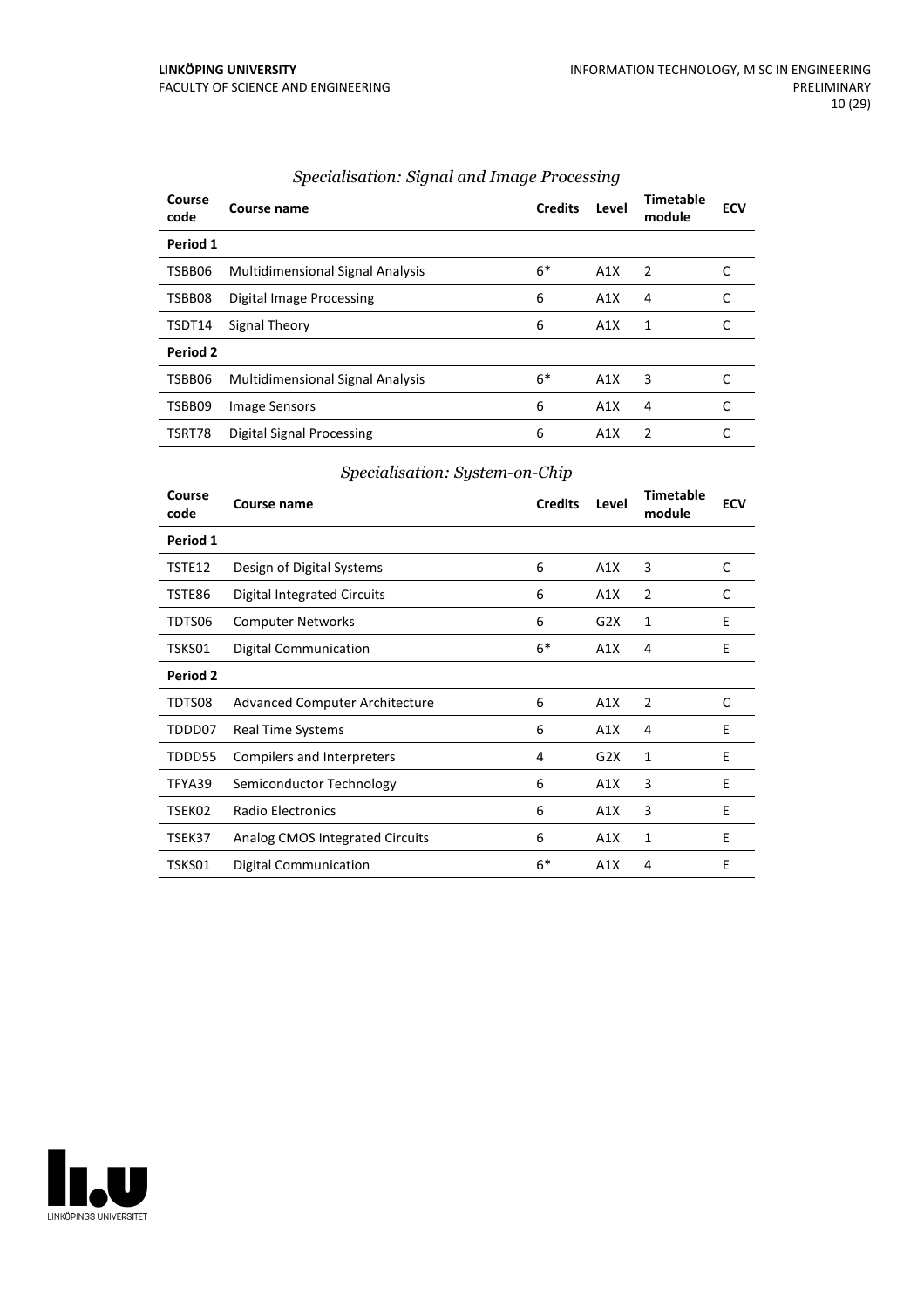### *Specialisation: Signal and Image Processing*

| Course code | Course name | Credits | Level | Timetable module | ECV |
|---|---|---|---|---|---|
| **Period 1** | | | | | |
| TSBB06 | Multidimensional Signal Analysis | 6* | A1X | 2 | C |
| TSBB08 | Digital Image Processing | 6 | A1X | 4 | C |
| TSDT14 | Signal Theory | 6 | A1X | 1 | C |
| **Period 2** | | | | | |
| TSBB06 | Multidimensional Signal Analysis | 6* | A1X | 3 | C |
| TSBB09 | Image Sensors | 6 | A1X | 4 | C |
| TSRT78 | Digital Signal Processing | 6 | A1X | 2 | C |

### *Specialisation: System-on-Chip*

| Course code | Course name | Credits | Level | Timetable module | ECV |
|---|---|---|---|---|---|
| **Period 1** | | | | | |
| TSTE12 | Design of Digital Systems | 6 | A1X | 3 | C |
| TSTE86 | Digital Integrated Circuits | 6 | A1X | 2 | C |
| TDTS06 | Computer Networks | 6 | G2X | 1 | E |
| TSKS01 | Digital Communication | 6* | A1X | 4 | E |
| **Period 2** | | | | | |
| TDTS08 | Advanced Computer Architecture | 6 | A1X | 2 | C |
| TDDD07 | Real Time Systems | 6 | A1X | 4 | E |
| TDDD55 | Compilers and Interpreters | 4 | G2X | 1 | E |
| TFYA39 | Semiconductor Technology | 6 | A1X | 3 | E |
| TSEK02 | Radio Electronics | 6 | A1X | 3 | E |
| TSEK37 | Analog CMOS Integrated Circuits | 6 | A1X | 1 | E |
| TSKS01 | Digital Communication | 6* | A1X | 4 | E |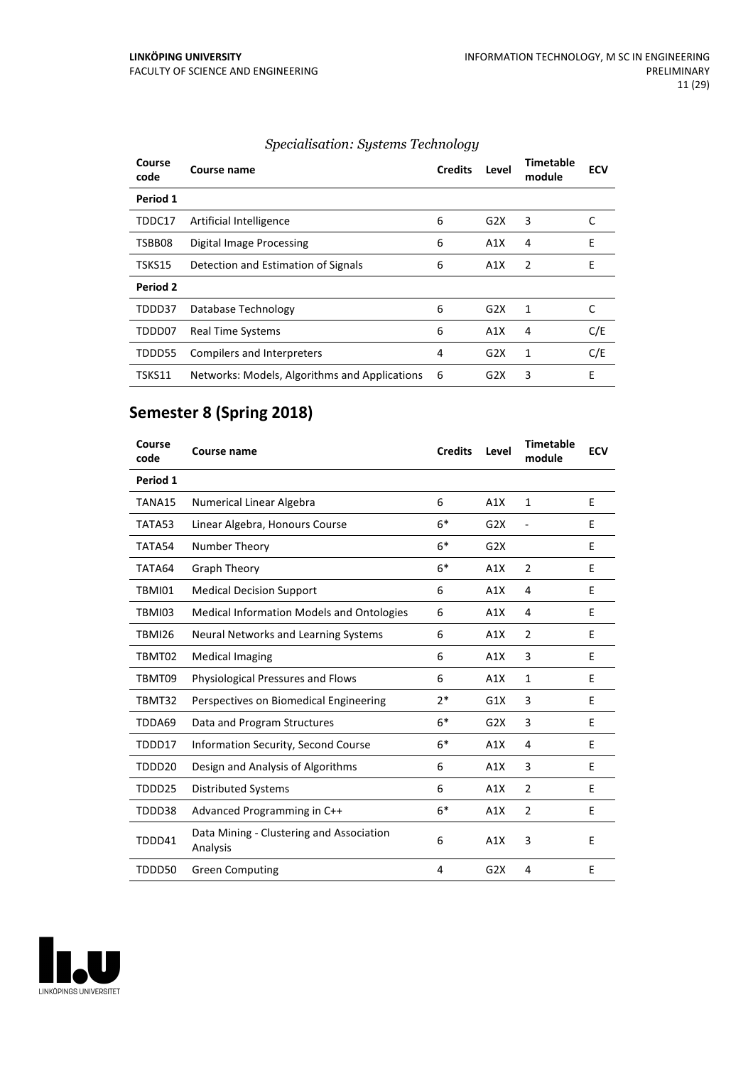*Specialisation: Systems Technology*

| Course code | Course name | Credits | Level | Timetable module | ECV |
|---|---|---|---|---|---|
| **Period 1** | | | | | |
| TDDC17 | Artificial Intelligence | 6 | G2X | 3 | C |
| TSBB08 | Digital Image Processing | 6 | A1X | 4 | E |
| TSKS15 | Detection and Estimation of Signals | 6 | A1X | 2 | E |
| **Period 2** | | | | | |
| TDDD37 | Database Technology | 6 | G2X | 1 | C |
| TDDD07 | Real Time Systems | 6 | A1X | 4 | C/E |
| TDDD55 | Compilers and Interpreters | 4 | G2X | 1 | C/E |
| TSKS11 | Networks: Models, Algorithms and Applications | 6 | G2X | 3 | E |

## Semester 8 (Spring 2018)

| Course code | Course name | Credits | Level | Timetable module | ECV |
|---|---|---|---|---|---|
| **Period 1** | | | | | |
| TANA15 | Numerical Linear Algebra | 6 | A1X | 1 | E |
| TATA53 | Linear Algebra, Honours Course | 6* | G2X | - | E |
| TATA54 | Number Theory | 6* | G2X | | E |
| TATA64 | Graph Theory | 6* | A1X | 2 | E |
| TBMI01 | Medical Decision Support | 6 | A1X | 4 | E |
| TBMI03 | Medical Information Models and Ontologies | 6 | A1X | 4 | E |
| TBMI26 | Neural Networks and Learning Systems | 6 | A1X | 2 | E |
| TBMT02 | Medical Imaging | 6 | A1X | 3 | E |
| TBMT09 | Physiological Pressures and Flows | 6 | A1X | 1 | E |
| TBMT32 | Perspectives on Biomedical Engineering | 2* | G1X | 3 | E |
| TDDA69 | Data and Program Structures | 6* | G2X | 3 | E |
| TDDD17 | Information Security, Second Course | 6* | A1X | 4 | E |
| TDDD20 | Design and Analysis of Algorithms | 6 | A1X | 3 | E |
| TDDD25 | Distributed Systems | 6 | A1X | 2 | E |
| TDDD38 | Advanced Programming in C++ | 6* | A1X | 2 | E |
| TDDD41 | Data Mining - Clustering and Association Analysis | 6 | A1X | 3 | E |
| TDDD50 | Green Computing | 4 | G2X | 4 | E |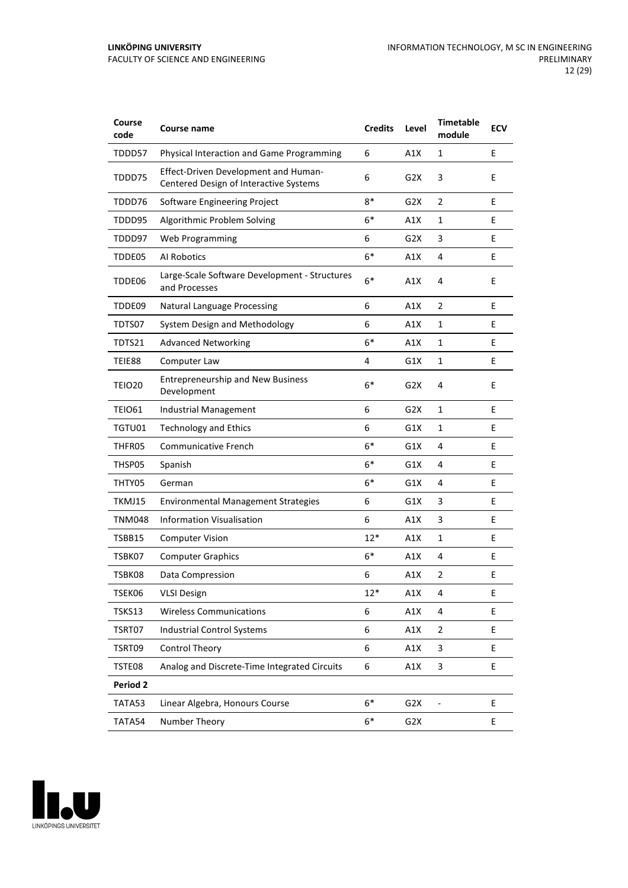| Course code | Course name | Credits | Level | Timetable module | ECV |
|---|---|---|---|---|---|
| TDDD57 | Physical Interaction and Game Programming | 6 | A1X | 1 | E |
| TDDD75 | Effect-Driven Development and Human-Centered Design of Interactive Systems | 6 | G2X | 3 | E |
| TDDD76 | Software Engineering Project | 8* | G2X | 2 | E |
| TDDD95 | Algorithmic Problem Solving | 6* | A1X | 1 | E |
| TDDD97 | Web Programming | 6 | G2X | 3 | E |
| TDDE05 | AI Robotics | 6* | A1X | 4 | E |
| TDDE06 | Large-Scale Software Development - Structures and Processes | 6* | A1X | 4 | E |
| TDDE09 | Natural Language Processing | 6 | A1X | 2 | E |
| TDTS07 | System Design and Methodology | 6 | A1X | 1 | E |
| TDTS21 | Advanced Networking | 6* | A1X | 1 | E |
| TEIE88 | Computer Law | 4 | G1X | 1 | E |
| TEIO20 | Entrepreneurship and New Business Development | 6* | G2X | 4 | E |
| TEIO61 | Industrial Management | 6 | G2X | 1 | E |
| TGTU01 | Technology and Ethics | 6 | G1X | 1 | E |
| THFR05 | Communicative French | 6* | G1X | 4 | E |
| THSP05 | Spanish | 6* | G1X | 4 | E |
| THTY05 | German | 6* | G1X | 4 | E |
| TKMJ15 | Environmental Management Strategies | 6 | G1X | 3 | E |
| TNM048 | Information Visualisation | 6 | A1X | 3 | E |
| TSBB15 | Computer Vision | 12* | A1X | 1 | E |
| TSBK07 | Computer Graphics | 6* | A1X | 4 | E |
| TSBK08 | Data Compression | 6 | A1X | 2 | E |
| TSEK06 | VLSI Design | 12* | A1X | 4 | E |
| TSKS13 | Wireless Communications | 6 | A1X | 4 | E |
| TSRT07 | Industrial Control Systems | 6 | A1X | 2 | E |
| TSRT09 | Control Theory | 6 | A1X | 3 | E |
| TSTE08 | Analog and Discrete-Time Integrated Circuits | 6 | A1X | 3 | E |
| **Period 2** | | | | | |
| TATA53 | Linear Algebra, Honours Course | 6* | G2X | - | E |
| TATA54 | Number Theory | 6* | G2X | | E |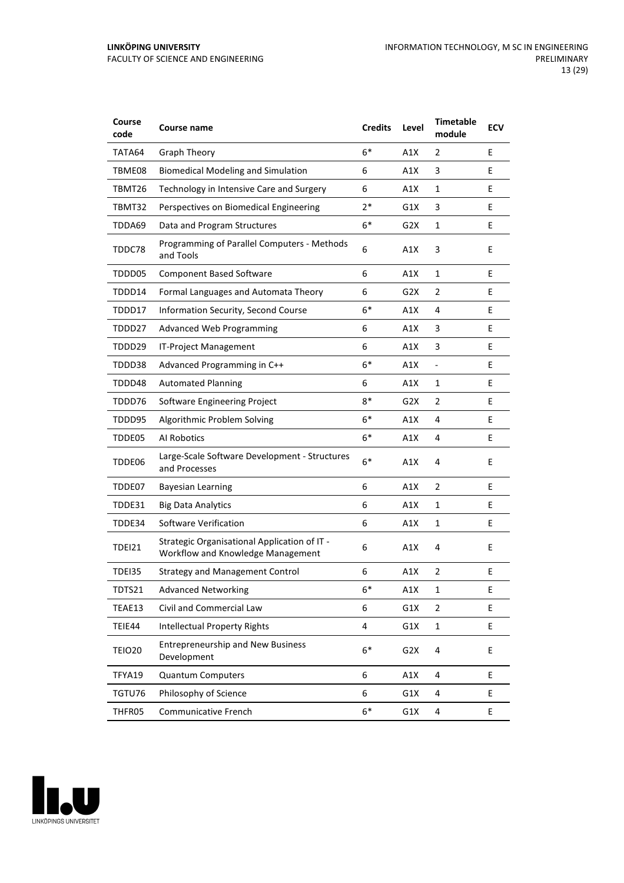| Course code | Course name | Credits | Level | Timetable module | ECV |
| --- | --- | --- | --- | --- | --- |
| TATA64 | Graph Theory | 6* | A1X | 2 | E |
| TBME08 | Biomedical Modeling and Simulation | 6 | A1X | 3 | E |
| TBMT26 | Technology in Intensive Care and Surgery | 6 | A1X | 1 | E |
| TBMT32 | Perspectives on Biomedical Engineering | 2* | G1X | 3 | E |
| TDDA69 | Data and Program Structures | 6* | G2X | 1 | E |
| TDDC78 | Programming of Parallel Computers - Methods and Tools | 6 | A1X | 3 | E |
| TDDD05 | Component Based Software | 6 | A1X | 1 | E |
| TDDD14 | Formal Languages and Automata Theory | 6 | G2X | 2 | E |
| TDDD17 | Information Security, Second Course | 6* | A1X | 4 | E |
| TDDD27 | Advanced Web Programming | 6 | A1X | 3 | E |
| TDDD29 | IT-Project Management | 6 | A1X | 3 | E |
| TDDD38 | Advanced Programming in C++ | 6* | A1X | - | E |
| TDDD48 | Automated Planning | 6 | A1X | 1 | E |
| TDDD76 | Software Engineering Project | 8* | G2X | 2 | E |
| TDDD95 | Algorithmic Problem Solving | 6* | A1X | 4 | E |
| TDDE05 | AI Robotics | 6* | A1X | 4 | E |
| TDDE06 | Large-Scale Software Development - Structures and Processes | 6* | A1X | 4 | E |
| TDDE07 | Bayesian Learning | 6 | A1X | 2 | E |
| TDDE31 | Big Data Analytics | 6 | A1X | 1 | E |
| TDDE34 | Software Verification | 6 | A1X | 1 | E |
| TDEI21 | Strategic Organisational Application of IT - Workflow and Knowledge Management | 6 | A1X | 4 | E |
| TDEI35 | Strategy and Management Control | 6 | A1X | 2 | E |
| TDTS21 | Advanced Networking | 6* | A1X | 1 | E |
| TEAE13 | Civil and Commercial Law | 6 | G1X | 2 | E |
| TEIE44 | Intellectual Property Rights | 4 | G1X | 1 | E |
| TEIO20 | Entrepreneurship and New Business Development | 6* | G2X | 4 | E |
| TFYA19 | Quantum Computers | 6 | A1X | 4 | E |
| TGTU76 | Philosophy of Science | 6 | G1X | 4 | E |
| THFR05 | Communicative French | 6* | G1X | 4 | E |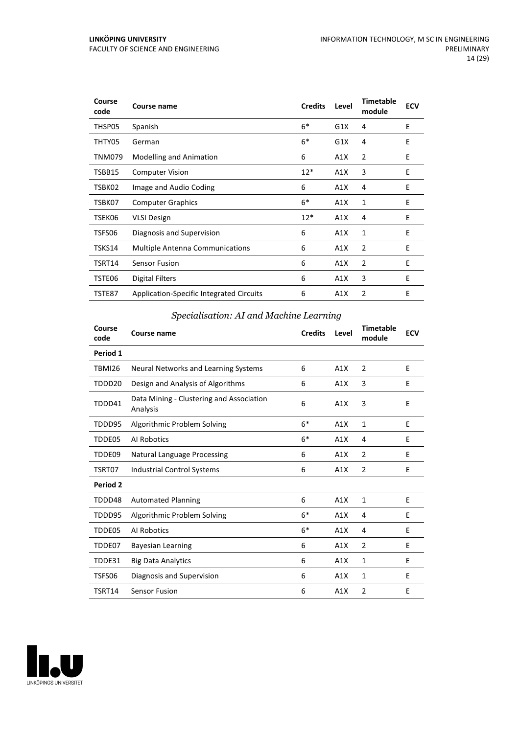| Course code | Course name | Credits | Level | Timetable module | ECV |
|---|---|---|---|---|---|
| THSP05 | Spanish | 6* | G1X | 4 | E |
| THTY05 | German | 6* | G1X | 4 | E |
| TNM079 | Modelling and Animation | 6 | A1X | 2 | E |
| TSBB15 | Computer Vision | 12* | A1X | 3 | E |
| TSBK02 | Image and Audio Coding | 6 | A1X | 4 | E |
| TSBK07 | Computer Graphics | 6* | A1X | 1 | E |
| TSEK06 | VLSI Design | 12* | A1X | 4 | E |
| TSFS06 | Diagnosis and Supervision | 6 | A1X | 1 | E |
| TSKS14 | Multiple Antenna Communications | 6 | A1X | 2 | E |
| TSRT14 | Sensor Fusion | 6 | A1X | 2 | E |
| TSTE06 | Digital Filters | 6 | A1X | 3 | E |
| TSTE87 | Application-Specific Integrated Circuits | 6 | A1X | 2 | E |

### *Specialisation: AI and Machine Learning*

| Course code | Course name | Credits | Level | Timetable module | ECV |
|---|---|---|---|---|---|
| **Period 1** | | | | | |
| TBMI26 | Neural Networks and Learning Systems | 6 | A1X | 2 | E |
| TDDD20 | Design and Analysis of Algorithms | 6 | A1X | 3 | E |
| TDDD41 | Data Mining - Clustering and Association Analysis | 6 | A1X | 3 | E |
| TDDD95 | Algorithmic Problem Solving | 6* | A1X | 1 | E |
| TDDE05 | AI Robotics | 6* | A1X | 4 | E |
| TDDE09 | Natural Language Processing | 6 | A1X | 2 | E |
| TSRT07 | Industrial Control Systems | 6 | A1X | 2 | E |
| **Period 2** | | | | | |
| TDDD48 | Automated Planning | 6 | A1X | 1 | E |
| TDDD95 | Algorithmic Problem Solving | 6* | A1X | 4 | E |
| TDDE05 | AI Robotics | 6* | A1X | 4 | E |
| TDDE07 | Bayesian Learning | 6 | A1X | 2 | E |
| TDDE31 | Big Data Analytics | 6 | A1X | 1 | E |
| TSFS06 | Diagnosis and Supervision | 6 | A1X | 1 | E |
| TSRT14 | Sensor Fusion | 6 | A1X | 2 | E |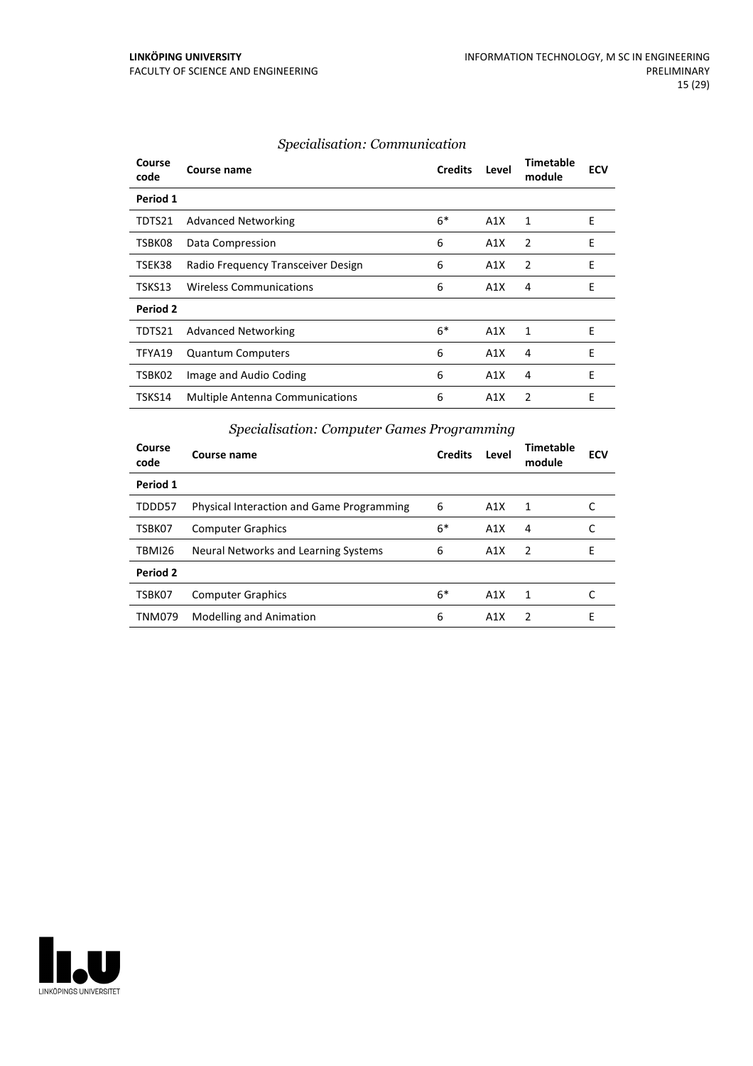### *Specialisation: Communication*

| Course code | Course name | Credits | Level | Timetable module | ECV |
|---|---|---|---|---|---|
| **Period 1** | | | | | |
| TDTS21 | Advanced Networking | 6* | A1X | 1 | E |
| TSBK08 | Data Compression | 6 | A1X | 2 | E |
| TSEK38 | Radio Frequency Transceiver Design | 6 | A1X | 2 | E |
| TSKS13 | Wireless Communications | 6 | A1X | 4 | E |
| **Period 2** | | | | | |
| TDTS21 | Advanced Networking | 6* | A1X | 1 | E |
| TFYA19 | Quantum Computers | 6 | A1X | 4 | E |
| TSBK02 | Image and Audio Coding | 6 | A1X | 4 | E |
| TSKS14 | Multiple Antenna Communications | 6 | A1X | 2 | E |

### *Specialisation: Computer Games Programming*

| Course code | Course name | Credits | Level | Timetable module | ECV |
|---|---|---|---|---|---|
| **Period 1** | | | | | |
| TDDD57 | Physical Interaction and Game Programming | 6 | A1X | 1 | C |
| TSBK07 | Computer Graphics | 6* | A1X | 4 | C |
| TBMI26 | Neural Networks and Learning Systems | 6 | A1X | 2 | E |
| **Period 2** | | | | | |
| TSBK07 | Computer Graphics | 6* | A1X | 1 | C |
| TNM079 | Modelling and Animation | 6 | A1X | 2 | E |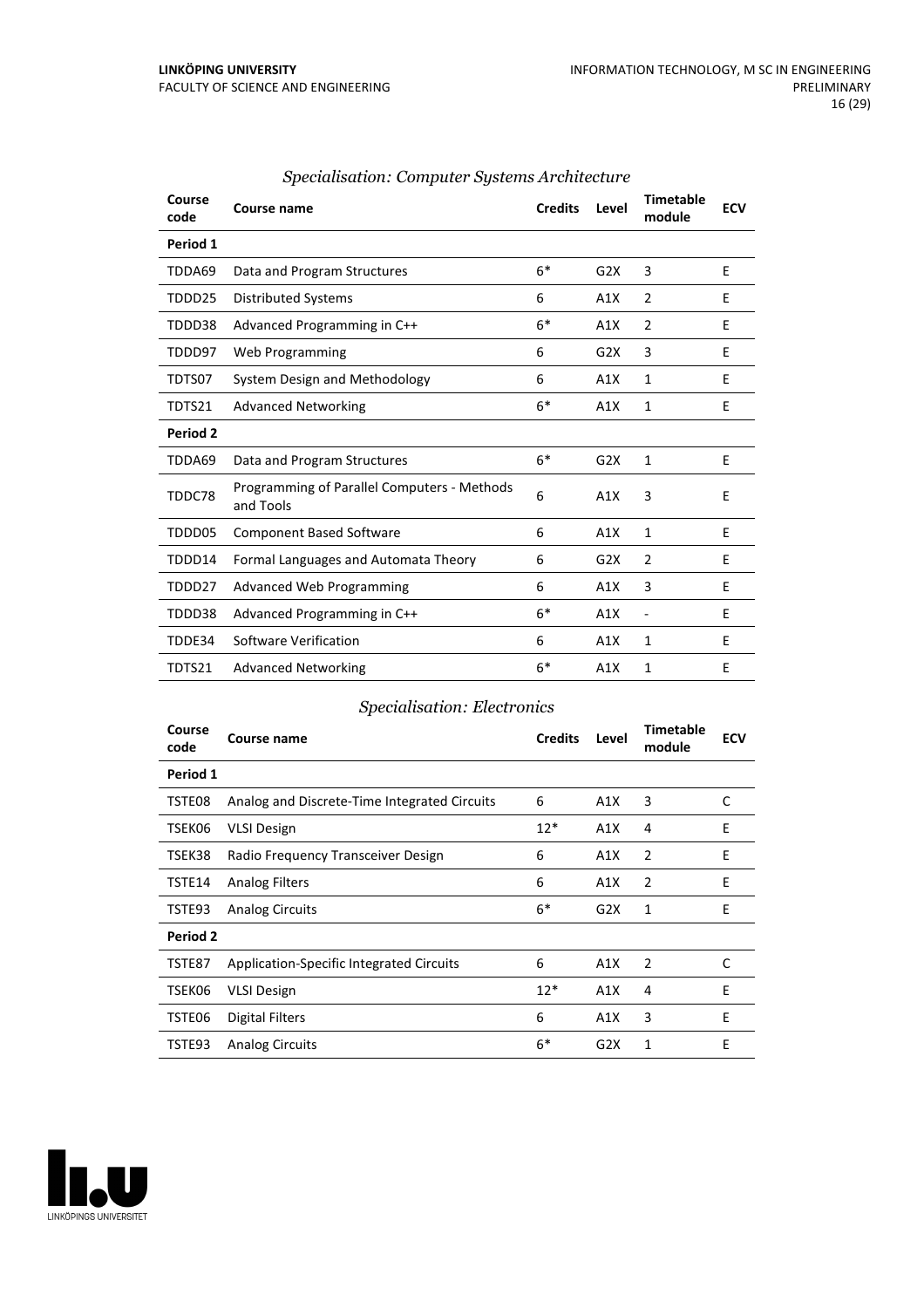### *Specialisation: Computer Systems Architecture*

| Course code | Course name | Credits | Level | Timetable module | ECV |
|---|---|---|---|---|---|
| **Period 1** | | | | | |
| TDDA69 | Data and Program Structures | 6* | G2X | 3 | E |
| TDDD25 | Distributed Systems | 6 | A1X | 2 | E |
| TDDD38 | Advanced Programming in C++ | 6* | A1X | 2 | E |
| TDDD97 | Web Programming | 6 | G2X | 3 | E |
| TDTS07 | System Design and Methodology | 6 | A1X | 1 | E |
| TDTS21 | Advanced Networking | 6* | A1X | 1 | E |
| **Period 2** | | | | | |
| TDDA69 | Data and Program Structures | 6* | G2X | 1 | E |
| TDDC78 | Programming of Parallel Computers - Methods and Tools | 6 | A1X | 3 | E |
| TDDD05 | Component Based Software | 6 | A1X | 1 | E |
| TDDD14 | Formal Languages and Automata Theory | 6 | G2X | 2 | E |
| TDDD27 | Advanced Web Programming | 6 | A1X | 3 | E |
| TDDD38 | Advanced Programming in C++ | 6* | A1X | - | E |
| TDDE34 | Software Verification | 6 | A1X | 1 | E |
| TDTS21 | Advanced Networking | 6* | A1X | 1 | E |

### *Specialisation: Electronics*

| Course code | Course name | Credits | Level | Timetable module | ECV |
|---|---|---|---|---|---|
| **Period 1** | | | | | |
| TSTE08 | Analog and Discrete-Time Integrated Circuits | 6 | A1X | 3 | C |
| TSEK06 | VLSI Design | 12* | A1X | 4 | E |
| TSEK38 | Radio Frequency Transceiver Design | 6 | A1X | 2 | E |
| TSTE14 | Analog Filters | 6 | A1X | 2 | E |
| TSTE93 | Analog Circuits | 6* | G2X | 1 | E |
| **Period 2** | | | | | |
| TSTE87 | Application-Specific Integrated Circuits | 6 | A1X | 2 | C |
| TSEK06 | VLSI Design | 12* | A1X | 4 | E |
| TSTE06 | Digital Filters | 6 | A1X | 3 | E |
| TSTE93 | Analog Circuits | 6* | G2X | 1 | E |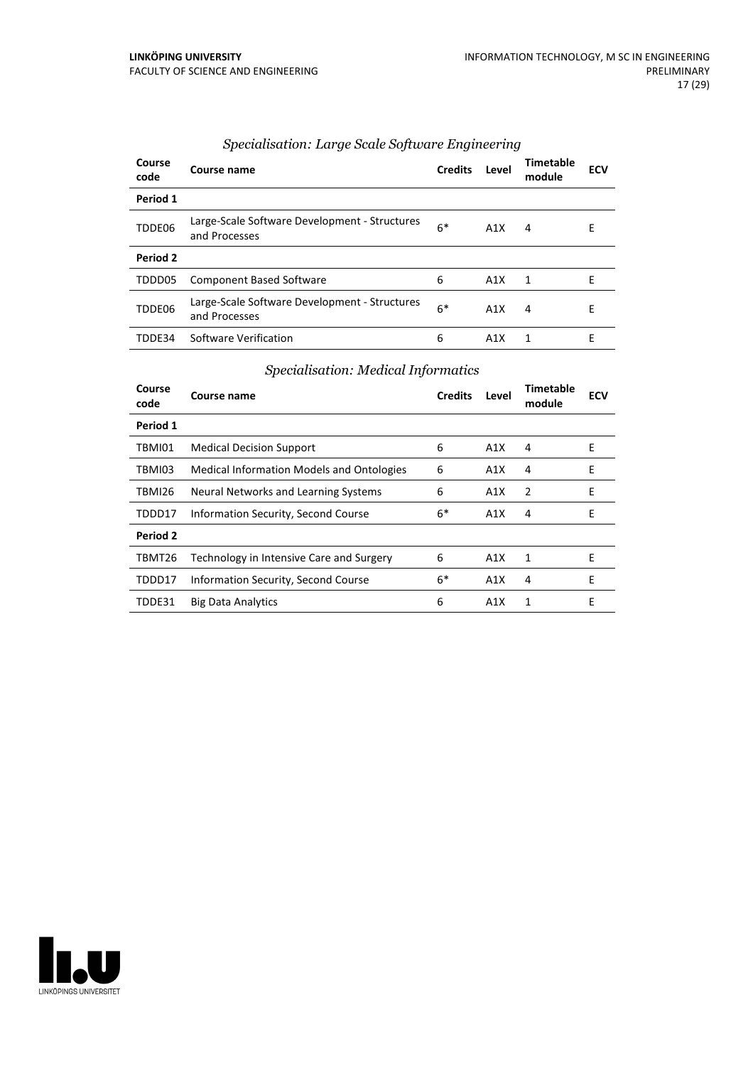### *Specialisation: Large Scale Software Engineering*

| Course code | Course name | Credits | Level | Timetable module | ECV |
|---|---|---|---|---|---|
| **Period 1** | | | | | |
| TDDE06 | Large-Scale Software Development - Structures and Processes | 6* | A1X | 4 | E |
| **Period 2** | | | | | |
| TDDD05 | Component Based Software | 6 | A1X | 1 | E |
| TDDE06 | Large-Scale Software Development - Structures and Processes | 6* | A1X | 4 | E |
| TDDE34 | Software Verification | 6 | A1X | 1 | E |

### *Specialisation: Medical Informatics*

| Course code | Course name | Credits | Level | Timetable module | ECV |
|---|---|---|---|---|---|
| **Period 1** | | | | | |
| TBMI01 | Medical Decision Support | 6 | A1X | 4 | E |
| TBMI03 | Medical Information Models and Ontologies | 6 | A1X | 4 | E |
| TBMI26 | Neural Networks and Learning Systems | 6 | A1X | 2 | E |
| TDDD17 | Information Security, Second Course | 6* | A1X | 4 | E |
| **Period 2** | | | | | |
| TBMT26 | Technology in Intensive Care and Surgery | 6 | A1X | 1 | E |
| TDDD17 | Information Security, Second Course | 6* | A1X | 4 | E |
| TDDE31 | Big Data Analytics | 6 | A1X | 1 | E |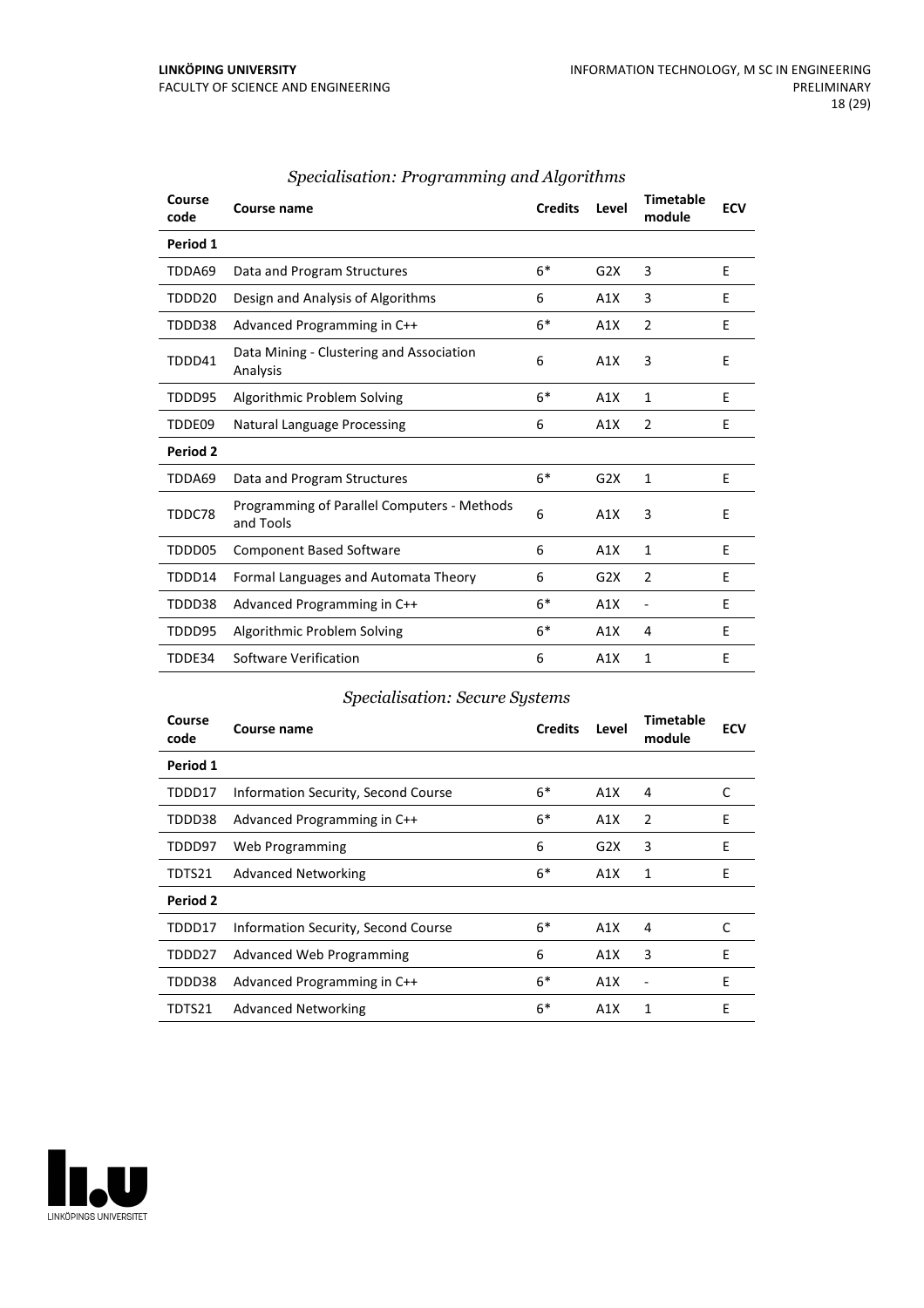### *Specialisation: Programming and Algorithms*

| Course code | Course name | Credits | Level | Timetable module | ECV |
|---|---|---|---|---|---|
| **Period 1** | | | | | |
| TDDA69 | Data and Program Structures | 6* | G2X | 3 | E |
| TDDD20 | Design and Analysis of Algorithms | 6 | A1X | 3 | E |
| TDDD38 | Advanced Programming in C++ | 6* | A1X | 2 | E |
| TDDD41 | Data Mining - Clustering and Association Analysis | 6 | A1X | 3 | E |
| TDDD95 | Algorithmic Problem Solving | 6* | A1X | 1 | E |
| TDDE09 | Natural Language Processing | 6 | A1X | 2 | E |
| **Period 2** | | | | | |
| TDDA69 | Data and Program Structures | 6* | G2X | 1 | E |
| TDDC78 | Programming of Parallel Computers - Methods and Tools | 6 | A1X | 3 | E |
| TDDD05 | Component Based Software | 6 | A1X | 1 | E |
| TDDD14 | Formal Languages and Automata Theory | 6 | G2X | 2 | E |
| TDDD38 | Advanced Programming in C++ | 6* | A1X | - | E |
| TDDD95 | Algorithmic Problem Solving | 6* | A1X | 4 | E |
| TDDE34 | Software Verification | 6 | A1X | 1 | E |

### *Specialisation: Secure Systems*

| Course code | Course name | Credits | Level | Timetable module | ECV |
|---|---|---|---|---|---|
| **Period 1** | | | | | |
| TDDD17 | Information Security, Second Course | 6* | A1X | 4 | C |
| TDDD38 | Advanced Programming in C++ | 6* | A1X | 2 | E |
| TDDD97 | Web Programming | 6 | G2X | 3 | E |
| TDTS21 | Advanced Networking | 6* | A1X | 1 | E |
| **Period 2** | | | | | |
| TDDD17 | Information Security, Second Course | 6* | A1X | 4 | C |
| TDDD27 | Advanced Web Programming | 6 | A1X | 3 | E |
| TDDD38 | Advanced Programming in C++ | 6* | A1X | - | E |
| TDTS21 | Advanced Networking | 6* | A1X | 1 | E |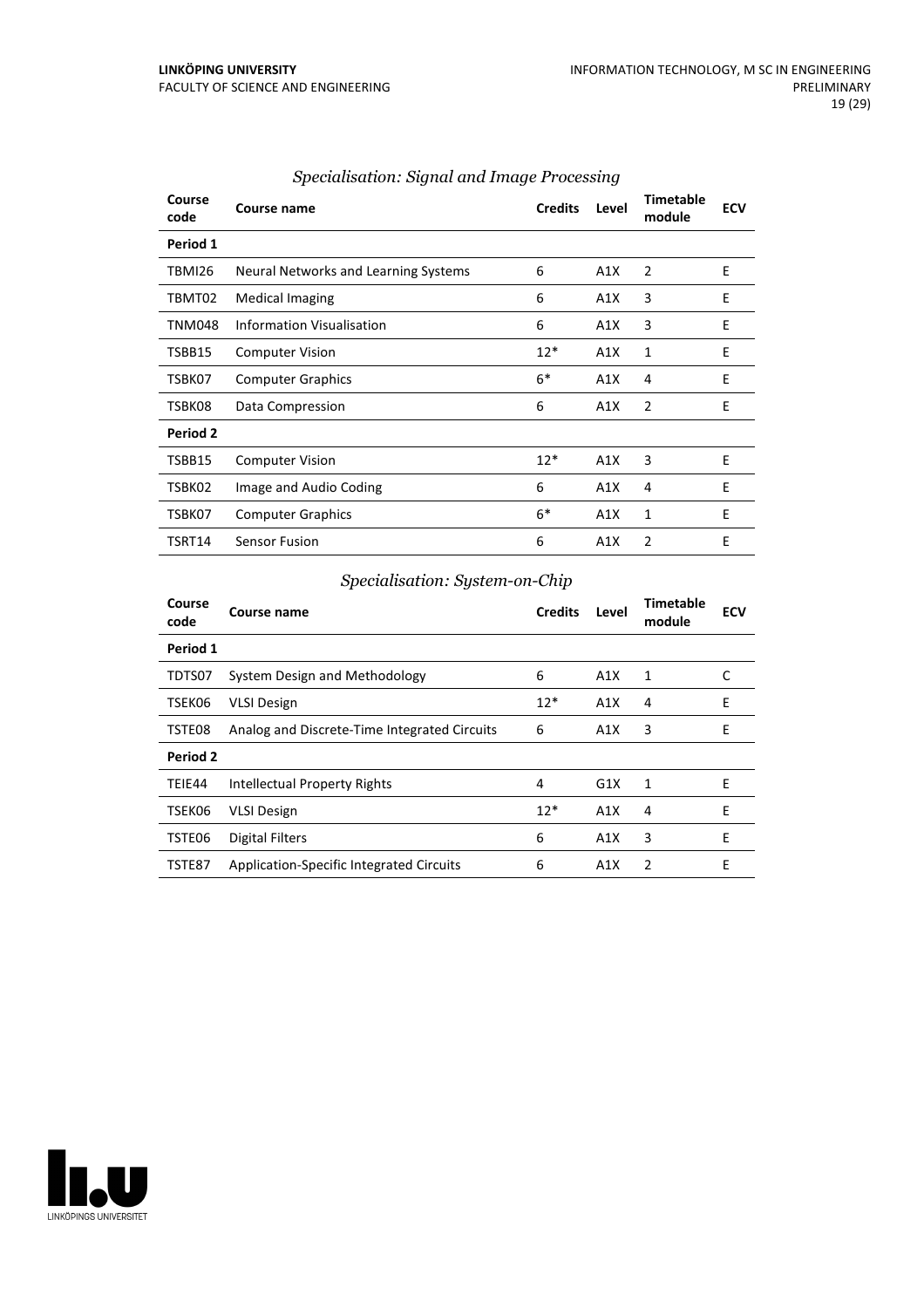### *Specialisation: Signal and Image Processing*

| Course code | Course name | Credits | Level | Timetable module | ECV |
|---|---|---|---|---|---|
| **Period 1** | | | | | |
| TBMI26 | Neural Networks and Learning Systems | 6 | A1X | 2 | E |
| TBMT02 | Medical Imaging | 6 | A1X | 3 | E |
| TNM048 | Information Visualisation | 6 | A1X | 3 | E |
| TSBB15 | Computer Vision | 12* | A1X | 1 | E |
| TSBK07 | Computer Graphics | 6* | A1X | 4 | E |
| TSBK08 | Data Compression | 6 | A1X | 2 | E |
| **Period 2** | | | | | |
| TSBB15 | Computer Vision | 12* | A1X | 3 | E |
| TSBK02 | Image and Audio Coding | 6 | A1X | 4 | E |
| TSBK07 | Computer Graphics | 6* | A1X | 1 | E |
| TSRT14 | Sensor Fusion | 6 | A1X | 2 | E |

### *Specialisation: System-on-Chip*

| Course code | Course name | Credits | Level | Timetable module | ECV |
|---|---|---|---|---|---|
| **Period 1** | | | | | |
| TDTS07 | System Design and Methodology | 6 | A1X | 1 | C |
| TSEK06 | VLSI Design | 12* | A1X | 4 | E |
| TSTE08 | Analog and Discrete-Time Integrated Circuits | 6 | A1X | 3 | E |
| **Period 2** | | | | | |
| TEIE44 | Intellectual Property Rights | 4 | G1X | 1 | E |
| TSEK06 | VLSI Design | 12* | A1X | 4 | E |
| TSTE06 | Digital Filters | 6 | A1X | 3 | E |
| TSTE87 | Application-Specific Integrated Circuits | 6 | A1X | 2 | E |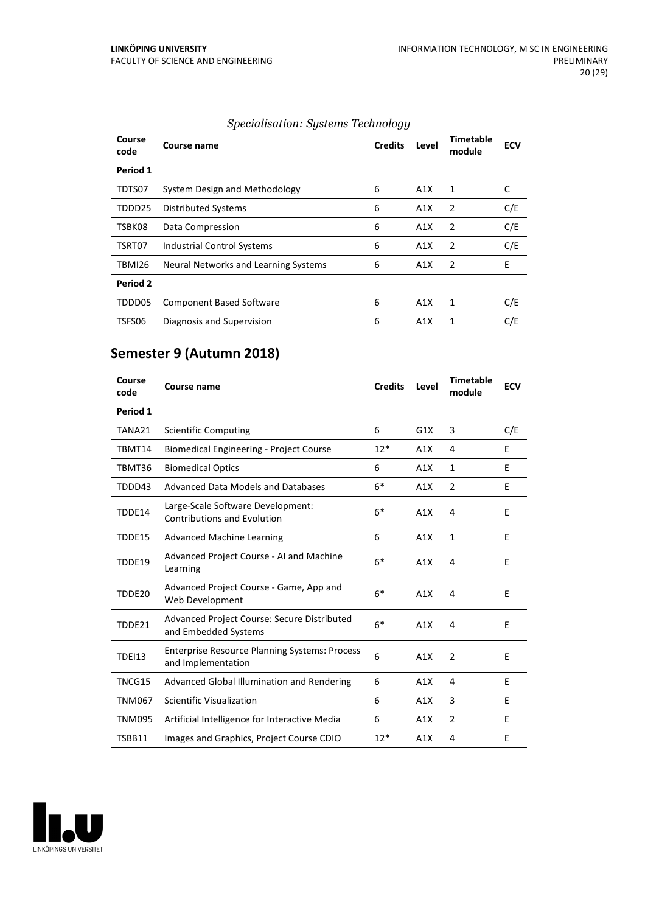*Specialisation: Systems Technology*

| Course code | Course name | Credits | Level | Timetable module | ECV |
|---|---|---|---|---|---|
| **Period 1** | | | | | |
| TDTS07 | System Design and Methodology | 6 | A1X | 1 | C |
| TDDD25 | Distributed Systems | 6 | A1X | 2 | C/E |
| TSBK08 | Data Compression | 6 | A1X | 2 | C/E |
| TSRT07 | Industrial Control Systems | 6 | A1X | 2 | C/E |
| TBMI26 | Neural Networks and Learning Systems | 6 | A1X | 2 | E |
| **Period 2** | | | | | |
| TDDD05 | Component Based Software | 6 | A1X | 1 | C/E |
| TSFS06 | Diagnosis and Supervision | 6 | A1X | 1 | C/E |

## Semester 9 (Autumn 2018)

| Course code | Course name | Credits | Level | Timetable module | ECV |
|---|---|---|---|---|---|
| **Period 1** | | | | | |
| TANA21 | Scientific Computing | 6 | G1X | 3 | C/E |
| TBMT14 | Biomedical Engineering - Project Course | 12* | A1X | 4 | E |
| TBMT36 | Biomedical Optics | 6 | A1X | 1 | E |
| TDDD43 | Advanced Data Models and Databases | 6* | A1X | 2 | E |
| TDDE14 | Large-Scale Software Development: Contributions and Evolution | 6* | A1X | 4 | E |
| TDDE15 | Advanced Machine Learning | 6 | A1X | 1 | E |
| TDDE19 | Advanced Project Course - AI and Machine Learning | 6* | A1X | 4 | E |
| TDDE20 | Advanced Project Course - Game, App and Web Development | 6* | A1X | 4 | E |
| TDDE21 | Advanced Project Course: Secure Distributed and Embedded Systems | 6* | A1X | 4 | E |
| TDEI13 | Enterprise Resource Planning Systems: Process and Implementation | 6 | A1X | 2 | E |
| TNCG15 | Advanced Global Illumination and Rendering | 6 | A1X | 4 | E |
| TNM067 | Scientific Visualization | 6 | A1X | 3 | E |
| TNM095 | Artificial Intelligence for Interactive Media | 6 | A1X | 2 | E |
| TSBB11 | Images and Graphics, Project Course CDIO | 12* | A1X | 4 | E |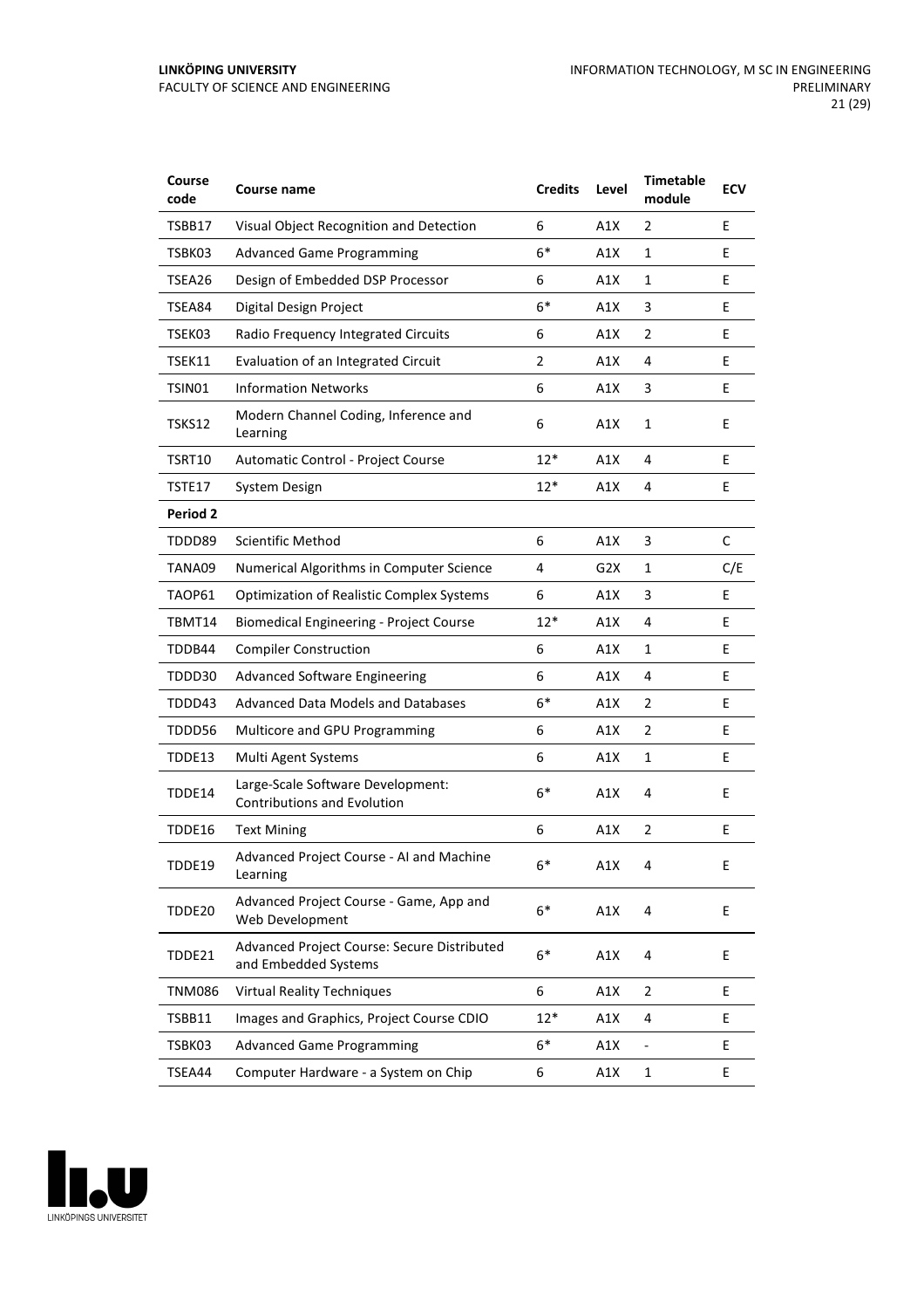| Course code | Course name | Credits | Level | Timetable module | ECV |
|---|---|---|---|---|---|
| TSBB17 | Visual Object Recognition and Detection | 6 | A1X | 2 | E |
| TSBK03 | Advanced Game Programming | 6* | A1X | 1 | E |
| TSEA26 | Design of Embedded DSP Processor | 6 | A1X | 1 | E |
| TSEA84 | Digital Design Project | 6* | A1X | 3 | E |
| TSEK03 | Radio Frequency Integrated Circuits | 6 | A1X | 2 | E |
| TSEK11 | Evaluation of an Integrated Circuit | 2 | A1X | 4 | E |
| TSIN01 | Information Networks | 6 | A1X | 3 | E |
| TSKS12 | Modern Channel Coding, Inference and Learning | 6 | A1X | 1 | E |
| TSRT10 | Automatic Control - Project Course | 12* | A1X | 4 | E |
| TSTE17 | System Design | 12* | A1X | 4 | E |
| **Period 2** | | | | | |
| TDDD89 | Scientific Method | 6 | A1X | 3 | C |
| TANA09 | Numerical Algorithms in Computer Science | 4 | G2X | 1 | C/E |
| TAOP61 | Optimization of Realistic Complex Systems | 6 | A1X | 3 | E |
| TBMT14 | Biomedical Engineering - Project Course | 12* | A1X | 4 | E |
| TDDB44 | Compiler Construction | 6 | A1X | 1 | E |
| TDDD30 | Advanced Software Engineering | 6 | A1X | 4 | E |
| TDDD43 | Advanced Data Models and Databases | 6* | A1X | 2 | E |
| TDDD56 | Multicore and GPU Programming | 6 | A1X | 2 | E |
| TDDE13 | Multi Agent Systems | 6 | A1X | 1 | E |
| TDDE14 | Large-Scale Software Development: Contributions and Evolution | 6* | A1X | 4 | E |
| TDDE16 | Text Mining | 6 | A1X | 2 | E |
| TDDE19 | Advanced Project Course - AI and Machine Learning | 6* | A1X | 4 | E |
| TDDE20 | Advanced Project Course - Game, App and Web Development | 6* | A1X | 4 | E |
| TDDE21 | Advanced Project Course: Secure Distributed and Embedded Systems | 6* | A1X | 4 | E |
| TNM086 | Virtual Reality Techniques | 6 | A1X | 2 | E |
| TSBB11 | Images and Graphics, Project Course CDIO | 12* | A1X | 4 | E |
| TSBK03 | Advanced Game Programming | 6* | A1X | - | E |
| TSEA44 | Computer Hardware - a System on Chip | 6 | A1X | 1 | E |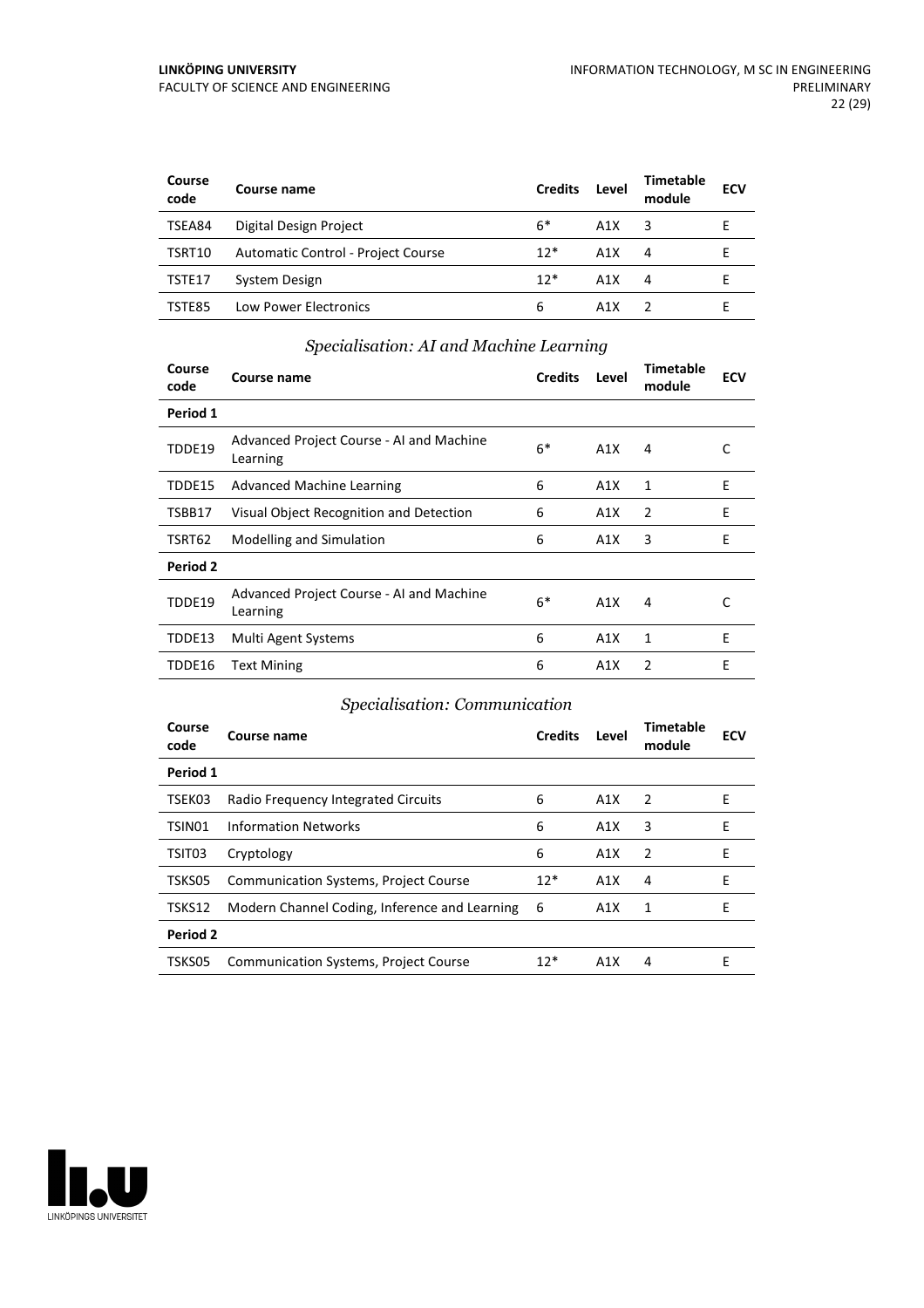| Course code | Course name | Credits | Level | Timetable module | ECV |
|---|---|---|---|---|---|
| TSEA84 | Digital Design Project | 6* | A1X | 3 | E |
| TSRT10 | Automatic Control - Project Course | 12* | A1X | 4 | E |
| TSTE17 | System Design | 12* | A1X | 4 | E |
| TSTE85 | Low Power Electronics | 6 | A1X | 2 | E |

### *Specialisation: AI and Machine Learning*

| Course code | Course name | Credits | Level | Timetable module | ECV |
|---|---|---|---|---|---|
| **Period 1** | | | | | |
| TDDE19 | Advanced Project Course - AI and Machine Learning | 6* | A1X | 4 | C |
| TDDE15 | Advanced Machine Learning | 6 | A1X | 1 | E |
| TSBB17 | Visual Object Recognition and Detection | 6 | A1X | 2 | E |
| TSRT62 | Modelling and Simulation | 6 | A1X | 3 | E |
| **Period 2** | | | | | |
| TDDE19 | Advanced Project Course - AI and Machine Learning | 6* | A1X | 4 | C |
| TDDE13 | Multi Agent Systems | 6 | A1X | 1 | E |
| TDDE16 | Text Mining | 6 | A1X | 2 | E |

### *Specialisation: Communication*

| Course code | Course name | Credits | Level | Timetable module | ECV |
|---|---|---|---|---|---|
| **Period 1** | | | | | |
| TSEK03 | Radio Frequency Integrated Circuits | 6 | A1X | 2 | E |
| TSIN01 | Information Networks | 6 | A1X | 3 | E |
| TSIT03 | Cryptology | 6 | A1X | 2 | E |
| TSKS05 | Communication Systems, Project Course | 12* | A1X | 4 | E |
| TSKS12 | Modern Channel Coding, Inference and Learning | 6 | A1X | 1 | E |
| **Period 2** | | | | | |
| TSKS05 | Communication Systems, Project Course | 12* | A1X | 4 | E |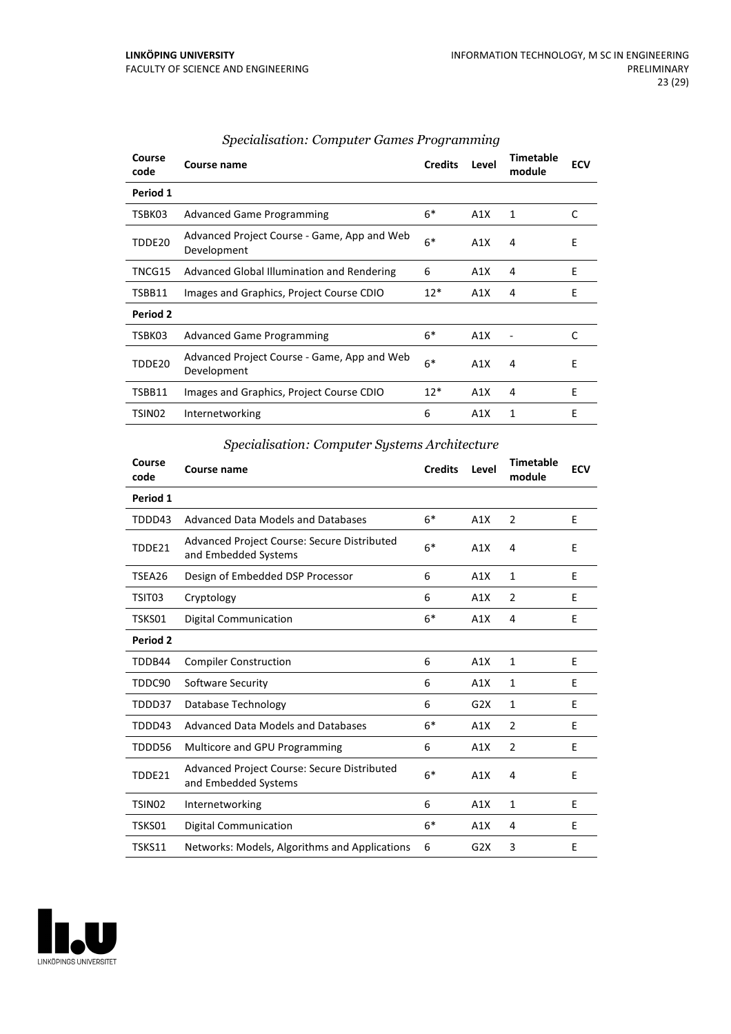### *Specialisation: Computer Games Programming*

| Course code | Course name | Credits | Level | Timetable module | ECV |
|---|---|---|---|---|---|
| **Period 1** | | | | | |
| TSBK03 | Advanced Game Programming | 6* | A1X | 1 | C |
| TDDE20 | Advanced Project Course - Game, App and Web Development | 6* | A1X | 4 | E |
| TNCG15 | Advanced Global Illumination and Rendering | 6 | A1X | 4 | E |
| TSBB11 | Images and Graphics, Project Course CDIO | 12* | A1X | 4 | E |
| **Period 2** | | | | | |
| TSBK03 | Advanced Game Programming | 6* | A1X | - | C |
| TDDE20 | Advanced Project Course - Game, App and Web Development | 6* | A1X | 4 | E |
| TSBB11 | Images and Graphics, Project Course CDIO | 12* | A1X | 4 | E |
| TSIN02 | Internetworking | 6 | A1X | 1 | E |

### *Specialisation: Computer Systems Architecture*

| Course code | Course name | Credits | Level | Timetable module | ECV |
|---|---|---|---|---|---|
| **Period 1** | | | | | |
| TDDD43 | Advanced Data Models and Databases | 6* | A1X | 2 | E |
| TDDE21 | Advanced Project Course: Secure Distributed and Embedded Systems | 6* | A1X | 4 | E |
| TSEA26 | Design of Embedded DSP Processor | 6 | A1X | 1 | E |
| TSIT03 | Cryptology | 6 | A1X | 2 | E |
| TSKS01 | Digital Communication | 6* | A1X | 4 | E |
| **Period 2** | | | | | |
| TDDB44 | Compiler Construction | 6 | A1X | 1 | E |
| TDDC90 | Software Security | 6 | A1X | 1 | E |
| TDDD37 | Database Technology | 6 | G2X | 1 | E |
| TDDD43 | Advanced Data Models and Databases | 6* | A1X | 2 | E |
| TDDD56 | Multicore and GPU Programming | 6 | A1X | 2 | E |
| TDDE21 | Advanced Project Course: Secure Distributed and Embedded Systems | 6* | A1X | 4 | E |
| TSIN02 | Internetworking | 6 | A1X | 1 | E |
| TSKS01 | Digital Communication | 6* | A1X | 4 | E |
| TSKS11 | Networks: Models, Algorithms and Applications | 6 | G2X | 3 | E |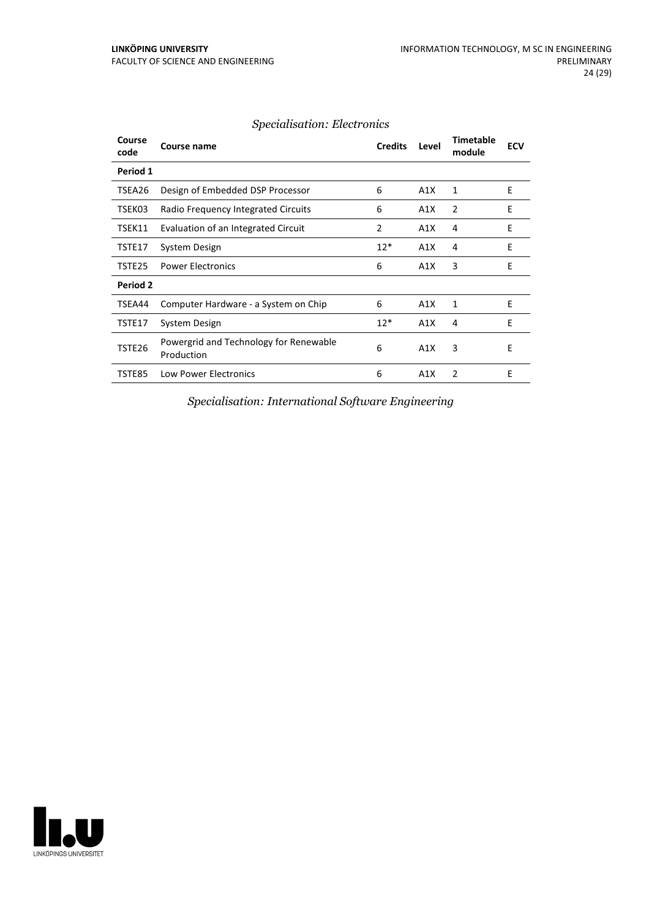*Specialisation: Electronics*

| Course code | Course name | Credits | Level | Timetable module | ECV |
|---|---|---|---|---|---|
| **Period 1** | | | | | |
| TSEA26 | Design of Embedded DSP Processor | 6 | A1X | 1 | E |
| TSEK03 | Radio Frequency Integrated Circuits | 6 | A1X | 2 | E |
| TSEK11 | Evaluation of an Integrated Circuit | 2 | A1X | 4 | E |
| TSTE17 | System Design | 12* | A1X | 4 | E |
| TSTE25 | Power Electronics | 6 | A1X | 3 | E |
| **Period 2** | | | | | |
| TSEA44 | Computer Hardware - a System on Chip | 6 | A1X | 1 | E |
| TSTE17 | System Design | 12* | A1X | 4 | E |
| TSTE26 | Powergrid and Technology for Renewable Production | 6 | A1X | 3 | E |
| TSTE85 | Low Power Electronics | 6 | A1X | 2 | E |

*Specialisation: International Software Engineering*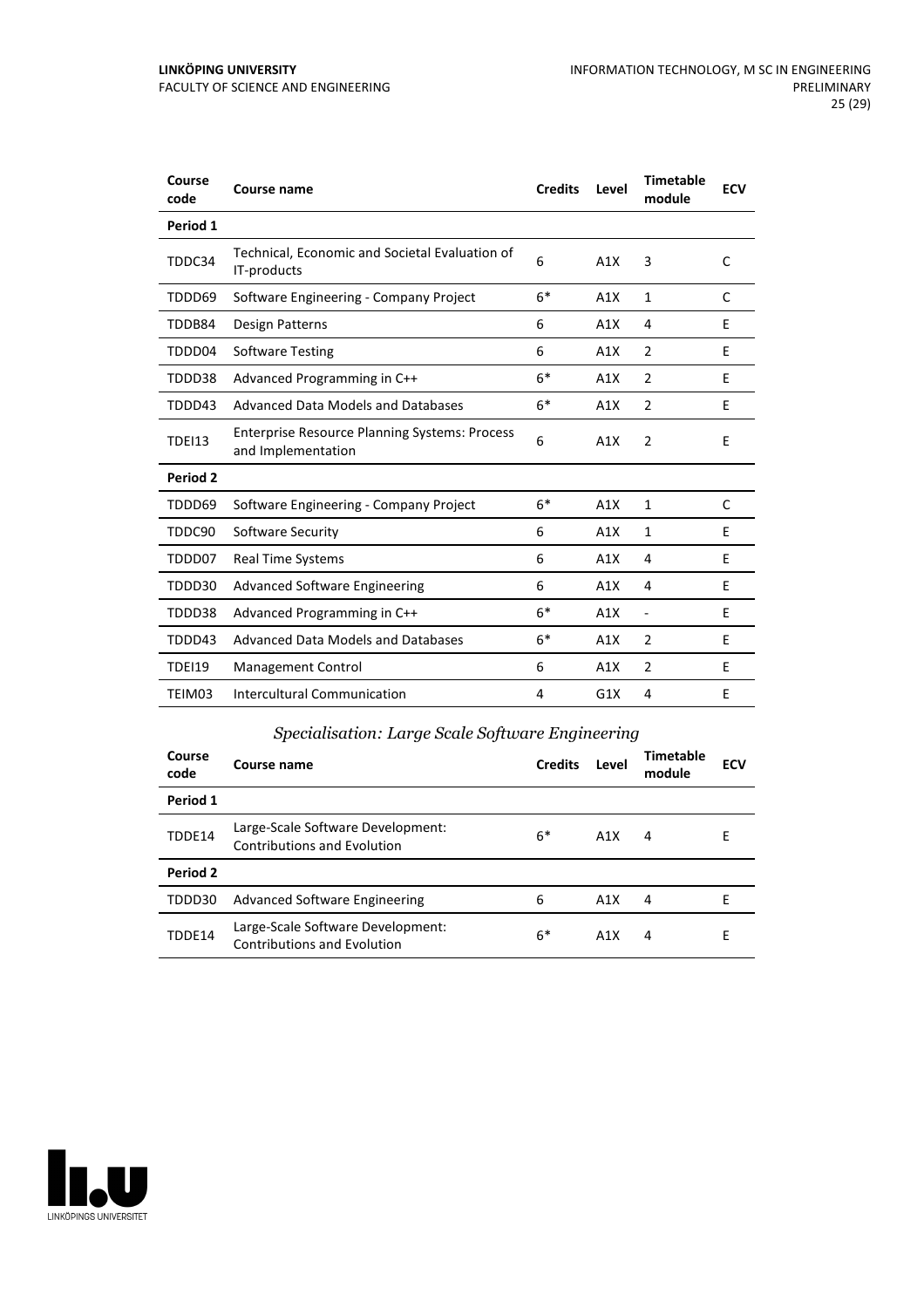| Course code | Course name | Credits | Level | Timetable module | ECV |
|---|---|---|---|---|---|
| **Period 1** | | | | | |
| TDDC34 | Technical, Economic and Societal Evaluation of IT-products | 6 | A1X | 3 | C |
| TDDD69 | Software Engineering - Company Project | 6* | A1X | 1 | C |
| TDDB84 | Design Patterns | 6 | A1X | 4 | E |
| TDDD04 | Software Testing | 6 | A1X | 2 | E |
| TDDD38 | Advanced Programming in C++ | 6* | A1X | 2 | E |
| TDDD43 | Advanced Data Models and Databases | 6* | A1X | 2 | E |
| TDEI13 | Enterprise Resource Planning Systems: Process and Implementation | 6 | A1X | 2 | E |
| **Period 2** | | | | | |
| TDDD69 | Software Engineering - Company Project | 6* | A1X | 1 | C |
| TDDC90 | Software Security | 6 | A1X | 1 | E |
| TDDD07 | Real Time Systems | 6 | A1X | 4 | E |
| TDDD30 | Advanced Software Engineering | 6 | A1X | 4 | E |
| TDDD38 | Advanced Programming in C++ | 6* | A1X | - | E |
| TDDD43 | Advanced Data Models and Databases | 6* | A1X | 2 | E |
| TDEI19 | Management Control | 6 | A1X | 2 | E |
| TEIM03 | Intercultural Communication | 4 | G1X | 4 | E |

### *Specialisation: Large Scale Software Engineering*

| Course code | Course name | Credits | Level | Timetable module | ECV |
|---|---|---|---|---|---|
| **Period 1** | | | | | |
| TDDE14 | Large-Scale Software Development: Contributions and Evolution | 6* | A1X | 4 | E |
| **Period 2** | | | | | |
| TDDD30 | Advanced Software Engineering | 6 | A1X | 4 | E |
| TDDE14 | Large-Scale Software Development: Contributions and Evolution | 6* | A1X | 4 | E |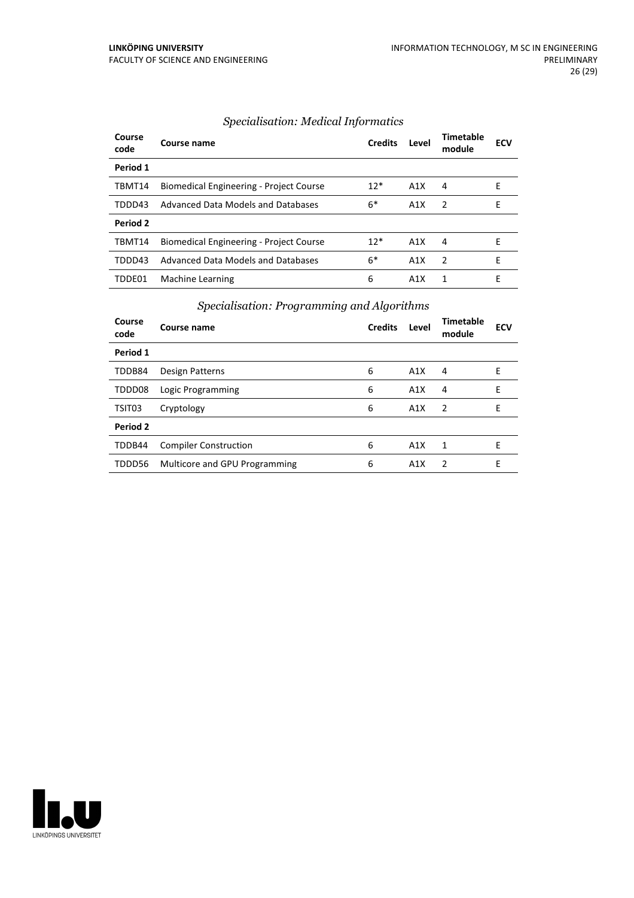### *Specialisation: Medical Informatics*

| Course code | Course name | Credits | Level | Timetable module | ECV |
|---|---|---|---|---|---|
| **Period 1** | | | | | |
| TBMT14 | Biomedical Engineering - Project Course | 12* | A1X | 4 | E |
| TDDD43 | Advanced Data Models and Databases | 6* | A1X | 2 | E |
| **Period 2** | | | | | |
| TBMT14 | Biomedical Engineering - Project Course | 12* | A1X | 4 | E |
| TDDD43 | Advanced Data Models and Databases | 6* | A1X | 2 | E |
| TDDE01 | Machine Learning | 6 | A1X | 1 | E |

### *Specialisation: Programming and Algorithms*

| Course code | Course name | Credits | Level | Timetable module | ECV |
|---|---|---|---|---|---|
| **Period 1** | | | | | |
| TDDB84 | Design Patterns | 6 | A1X | 4 | E |
| TDDD08 | Logic Programming | 6 | A1X | 4 | E |
| TSIT03 | Cryptology | 6 | A1X | 2 | E |
| **Period 2** | | | | | |
| TDDB44 | Compiler Construction | 6 | A1X | 1 | E |
| TDDD56 | Multicore and GPU Programming | 6 | A1X | 2 | E |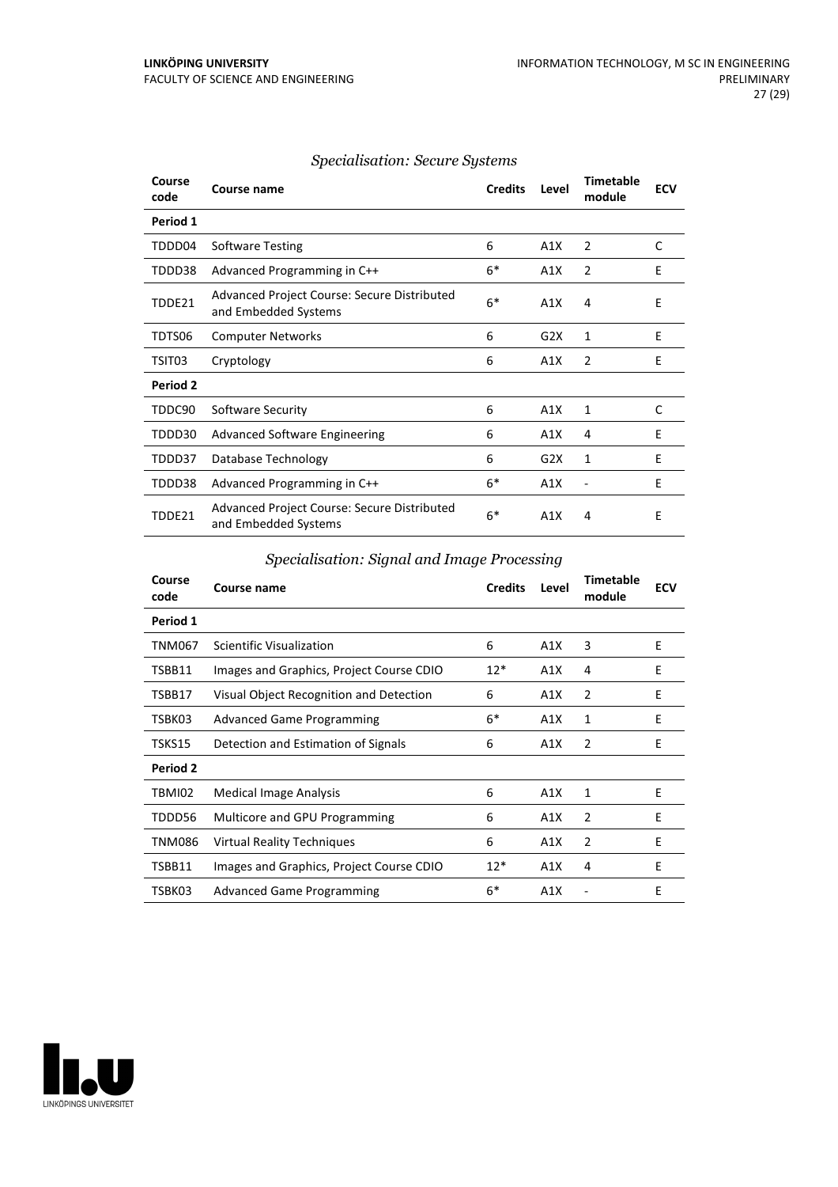### *Specialisation: Secure Systems*

| Course code | Course name | Credits | Level | Timetable module | ECV |
|---|---|---|---|---|---|
| **Period 1** | | | | | |
| TDDD04 | Software Testing | 6 | A1X | 2 | C |
| TDDD38 | Advanced Programming in C++ | 6* | A1X | 2 | E |
| TDDE21 | Advanced Project Course: Secure Distributed and Embedded Systems | 6* | A1X | 4 | E |
| TDTS06 | Computer Networks | 6 | G2X | 1 | E |
| TSIT03 | Cryptology | 6 | A1X | 2 | E |
| **Period 2** | | | | | |
| TDDC90 | Software Security | 6 | A1X | 1 | C |
| TDDD30 | Advanced Software Engineering | 6 | A1X | 4 | E |
| TDDD37 | Database Technology | 6 | G2X | 1 | E |
| TDDD38 | Advanced Programming in C++ | 6* | A1X | - | E |
| TDDE21 | Advanced Project Course: Secure Distributed and Embedded Systems | 6* | A1X | 4 | E |

### *Specialisation: Signal and Image Processing*

| Course code | Course name | Credits | Level | Timetable module | ECV |
|---|---|---|---|---|---|
| **Period 1** | | | | | |
| TNM067 | Scientific Visualization | 6 | A1X | 3 | E |
| TSBB11 | Images and Graphics, Project Course CDIO | 12* | A1X | 4 | E |
| TSBB17 | Visual Object Recognition and Detection | 6 | A1X | 2 | E |
| TSBK03 | Advanced Game Programming | 6* | A1X | 1 | E |
| TSKS15 | Detection and Estimation of Signals | 6 | A1X | 2 | E |
| **Period 2** | | | | | |
| TBMI02 | Medical Image Analysis | 6 | A1X | 1 | E |
| TDDD56 | Multicore and GPU Programming | 6 | A1X | 2 | E |
| TNM086 | Virtual Reality Techniques | 6 | A1X | 2 | E |
| TSBB11 | Images and Graphics, Project Course CDIO | 12* | A1X | 4 | E |
| TSBK03 | Advanced Game Programming | 6* | A1X | - | E |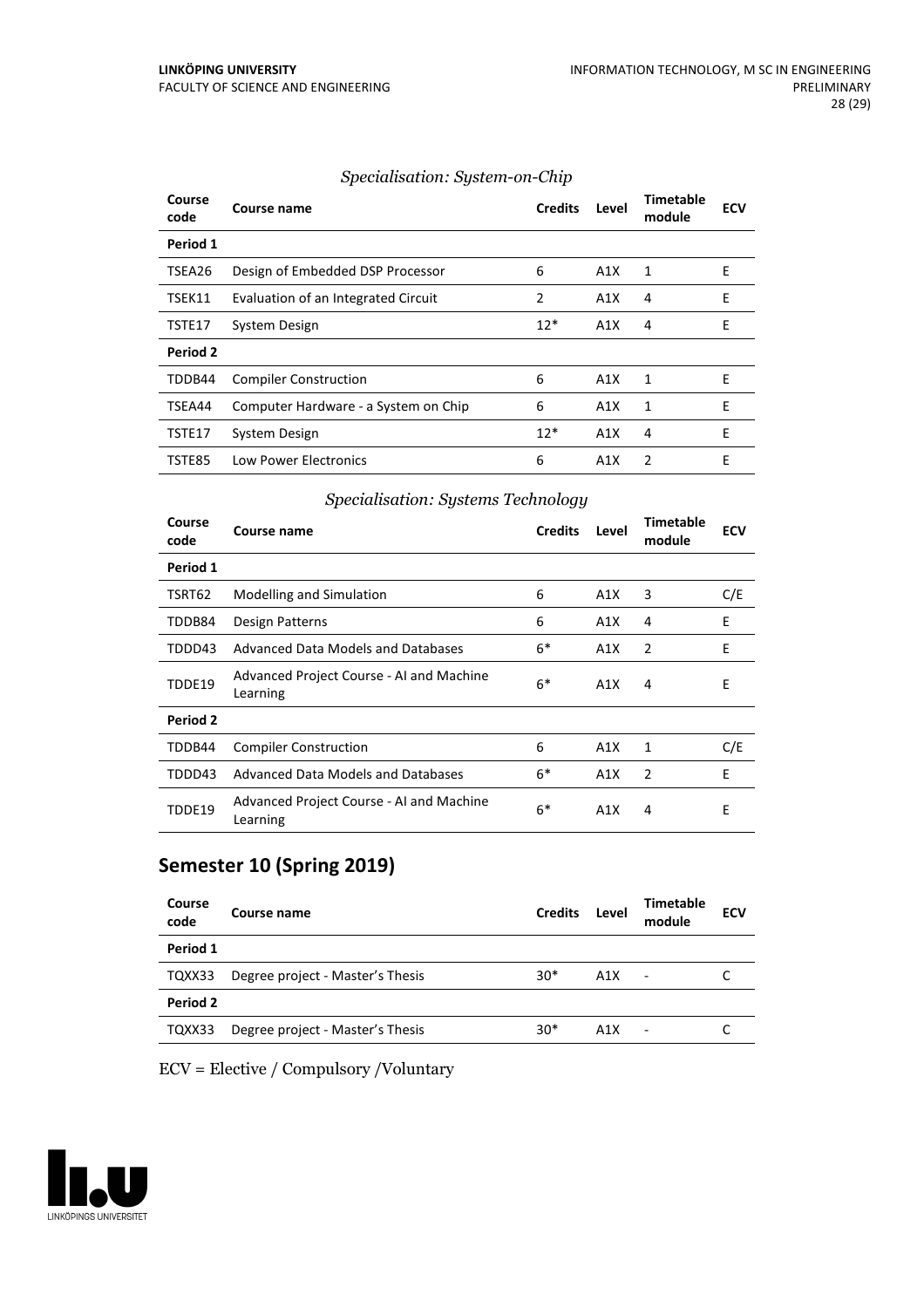*Specialisation: System-on-Chip*

| Course code | Course name | Credits | Level | Timetable module | ECV |
|---|---|---|---|---|---|
| **Period 1** | | | | | |
| TSEA26 | Design of Embedded DSP Processor | 6 | A1X | 1 | E |
| TSEK11 | Evaluation of an Integrated Circuit | 2 | A1X | 4 | E |
| TSTE17 | System Design | 12* | A1X | 4 | E |
| **Period 2** | | | | | |
| TDDB44 | Compiler Construction | 6 | A1X | 1 | E |
| TSEA44 | Computer Hardware - a System on Chip | 6 | A1X | 1 | E |
| TSTE17 | System Design | 12* | A1X | 4 | E |
| TSTE85 | Low Power Electronics | 6 | A1X | 2 | E |

*Specialisation: Systems Technology*

| Course code | Course name | Credits | Level | Timetable module | ECV |
|---|---|---|---|---|---|
| **Period 1** | | | | | |
| TSRT62 | Modelling and Simulation | 6 | A1X | 3 | C/E |
| TDDB84 | Design Patterns | 6 | A1X | 4 | E |
| TDDD43 | Advanced Data Models and Databases | 6* | A1X | 2 | E |
| TDDE19 | Advanced Project Course - AI and Machine Learning | 6* | A1X | 4 | E |
| **Period 2** | | | | | |
| TDDB44 | Compiler Construction | 6 | A1X | 1 | C/E |
| TDDD43 | Advanced Data Models and Databases | 6* | A1X | 2 | E |
| TDDE19 | Advanced Project Course - AI and Machine Learning | 6* | A1X | 4 | E |

## Semester 10 (Spring 2019)

| Course code | Course name | Credits | Level | Timetable module | ECV |
|---|---|---|---|---|---|
| **Period 1** | | | | | |
| TQXX33 | Degree project - Master's Thesis | 30* | A1X | - | C |
| **Period 2** | | | | | |
| TQXX33 | Degree project - Master's Thesis | 30* | A1X | - | C |

ECV = Elective / Compulsory /Voluntary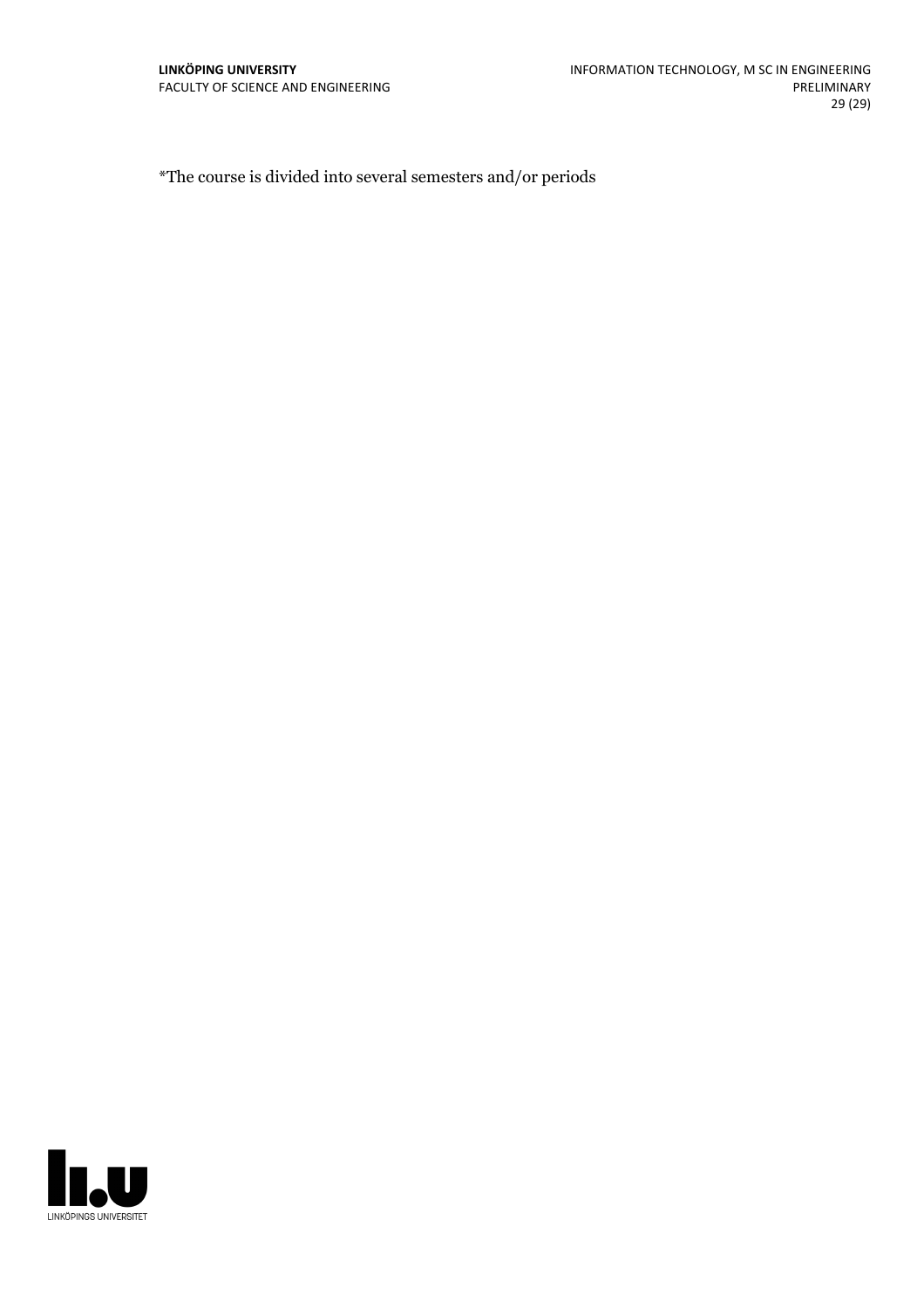*The course is divided into several semesters and/or periods